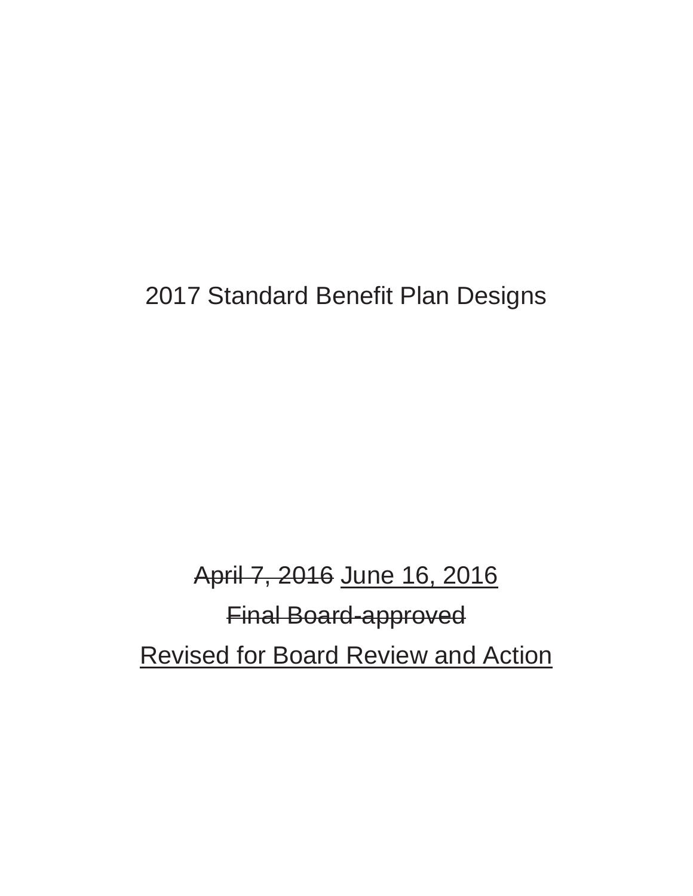# 2017 Standard Benefit Plan Designs

~~April 7, 2016~~ June 16, 2016

~~Final Board-approved~~

Revised for Board Review and Action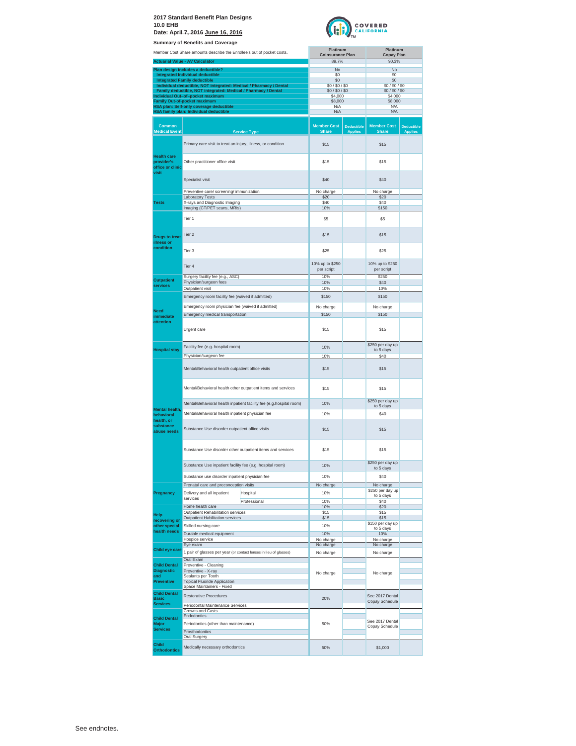# 2017 Standard Benefit Plan Designs

**10.0 EHB**

**Date: ~~April 7, 2016~~ June 16, 2016**

**Summary of Benefits and Coverage**

| Member Cost Share amounts describe the Enrollee's out of pocket costs. | Platinum Coinsurance Plan | Platinum Copay Plan |
|---|---|---|
| **Actuarial Value - AV Calculator** | 89.7% | 90.3% |
| **Plan design includes a deductible?** | No | No |
| **Integrated Individual deductible** | $0 | $0 |
| **Integrated Family deductible** | $0 | $0 |
| **Individual deductible, NOT integrated: Medical / Pharmacy / Dental** | $0 / $0 / $0 | $0 / $0 / $0 |
| **Family deductible, NOT integrated: Medical / Pharmacy / Dental** | $0 / $0 / $0 | $0 / $0 / $0 |
| **Individual Out–of–pocket maximum** | $4,000 | $4,000 |
| **Family Out-of-pocket maximum** | $8,000 | $8,000 |
| **HSA plan: Self-only coverage deductible** | N/A | N/A |
| **HSA family plan: Individual deductible** | N/A | N/A |

| Common Medical Event | Service Type | | Platinum Coinsurance Plan Member Cost Share | Deductible Applies | Platinum Copay Plan Member Cost Share | Deductible Applies |
|---|---|---|---|---|---|---|
| Health care provider's office or clinic visit | Primary care visit to treat an injury, illness, or condition | | $15 | | $15 | |
| | Other practitioner office visit | | $15 | | $15 | |
| | Specialist visit | | $40 | | $40 | |
| | Preventive care/ screening/ immunization | | No charge | | No charge | |
| Tests | Laboratory Tests | | $20 | | $20 | |
| | X-rays and Diagnostic Imaging | | $40 | | $40 | |
| | Imaging (CT/PET scans, MRIs) | | 10% | | $150 | |
| Drugs to treat illness or condition | Tier 1 | | $5 | | $5 | |
| | Tier 2 | | $15 | | $15 | |
| | Tier 3 | | $25 | | $25 | |
| | Tier 4 | | 10% up to $250 per script | | 10% up to $250 per script | |
| Outpatient services | Surgery facility fee (e.g., ASC) | | 10% | | $250 | |
| | Physician/surgeon fees | | 10% | | $40 | |
| | Outpatient visit | | 10% | | 10% | |
| Need immediate attention | Emergency room facility fee (waived if admitted) | | $150 | | $150 | |
| | Emergency room physician fee (waived if admitted) | | No charge | | No charge | |
| | Emergency medical transportation | | $150 | | $150 | |
| | Urgent care | | $15 | | $15 | |
| Hospital stay | Facility fee (e.g. hospital room) | | 10% | | $250 per day up to 5 days | |
| | Physician/surgeon fee | | 10% | | $40 | |
| Mental health, behavioral health, or substance abuse needs | Mental/Behavioral health outpatient office visits | | $15 | | $15 | |
| | Mental/Behavioral health other outpatient items and services | | $15 | | $15 | |
| | Mental/Behavioral health inpatient facility fee (e.g.hospital room) | | 10% | | $250 per day up to 5 days | |
| | Mental/Behavioral health inpatient physician fee | | 10% | | $40 | |
| | Substance Use disorder outpatient office visits | | $15 | | $15 | |
| | Substance Use disorder other outpatient items and services | | $15 | | $15 | |
| | Substance Use inpatient facility fee (e.g. hospital room) | | 10% | | $250 per day up to 5 days | |
| | Substance use disorder inpatient physician fee | | 10% | | $40 | |
| Pregnancy | Prenatal care and preconception visits | | No charge | | No charge | |
| | Delivery and all inpatient services | Hospital | 10% | | $250 per day up to 5 days | |
| | | Professional | 10% | | $40 | |
| Help recovering or other special health needs | Home health care | | 10% | | $20 | |
| | Outpatient Rehabilitation services | | $15 | | $15 | |
| | Outpatient Habilitation services | | $15 | | $15 | |
| | Skilled nursing care | | 10% | | $150 per day up to 5 days | |
| | Durable medical equipment | | 10% | | 10% | |
| | Hospice service | | No charge | | No charge | |
| Child eye care | Eye exam | | No charge | | No charge | |
| | 1 pair of glasses per year (or contact lenses in lieu of glasses) | | No charge | | No charge | |
| Child Dental Diagnostic and Preventive | Oral Exam | | No charge | | No charge | |
| | Preventive - Cleaning | | | | | |
| | Preventive - X-ray | | | | | |
| | Sealants per Tooth | | | | | |
| | Topical Fluoride Application | | | | | |
| | Space Maintainers - Fixed | | | | | |
| Child Dental Basic Services | Restorative Procedures | | 20% | | See 2017 Dental Copay Schedule | |
| | Periodontal Maintenance Services | | | | | |
| Child Dental Major Services | Crowns and Casts | | 50% | | See 2017 Dental Copay Schedule | |
| | Endodontics | | | | | |
| | Periodontics (other than maintenance) | | | | | |
| | Prosthodontics | | | | | |
| | Oral Surgery | | | | | |
| Child Orthodontics | Medically necessary orthodontics | | 50% | | $1,000 | |

See endnotes.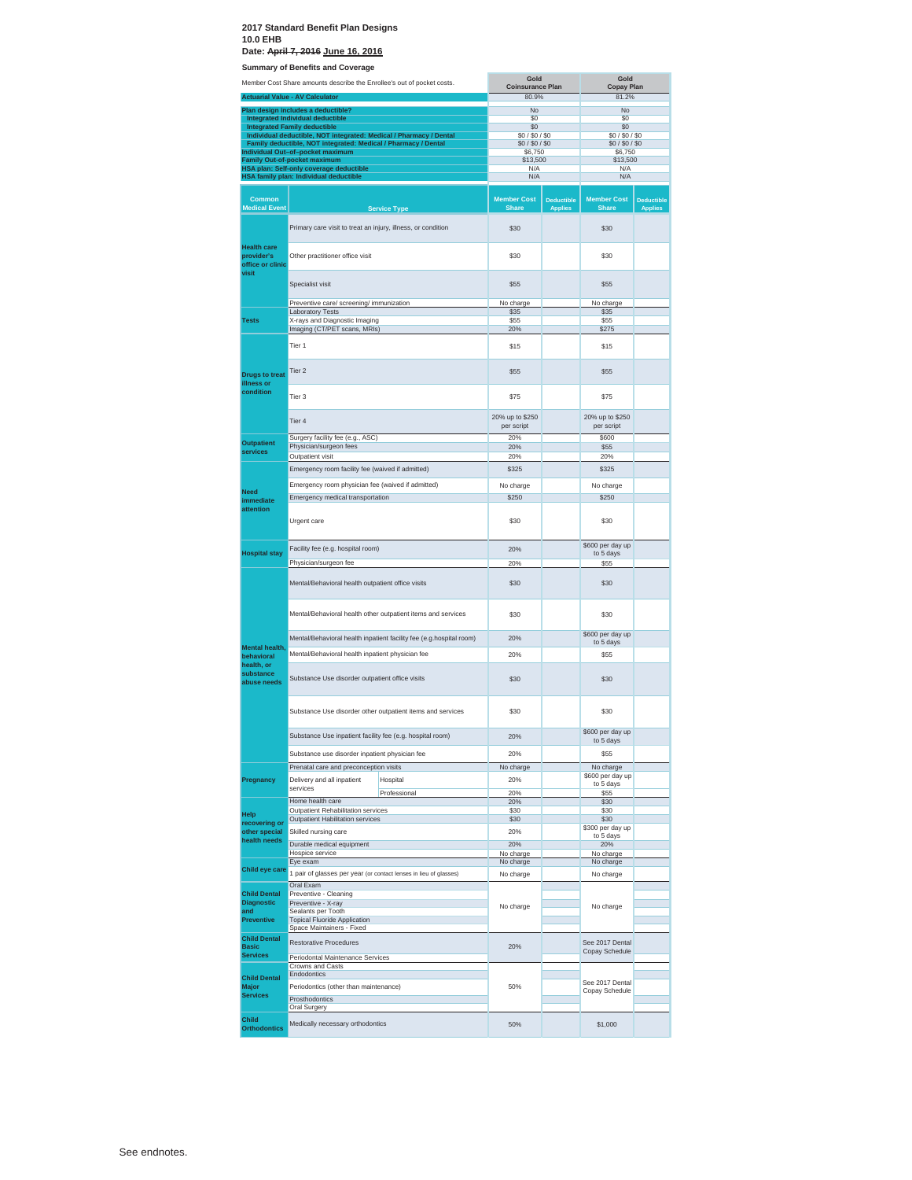**2017 Standard Benefit Plan Designs**
**10.0 EHB**
**Date: ~~April 7, 2016~~ June 16, 2016**

**Summary of Benefits and Coverage**

| Member Cost Share amounts describe the Enrollee's out of pocket costs. | | Gold Coinsurance Plan | | Gold Copay Plan | |
|---|---|---|---|---|---|
| **Actuarial Value - AV Calculator** | | 80.9% | | 81.2% | |
| **Plan design includes a deductible?** | | No | | No | |
| **Integrated Individual deductible** | | $0 | | $0 | |
| **Integrated Family deductible** | | $0 | | $0 | |
| **Individual deductible, NOT integrated: Medical / Pharmacy / Dental** | | $0 / $0 / $0 | | $0 / $0 / $0 | |
| **Family deductible, NOT integrated: Medical / Pharmacy / Dental** | | $0 / $0 / $0 | | $0 / $0 / $0 | |
| **Individual Out–of–pocket maximum** | | $6,750 | | $6,750 | |
| **Family Out-of-pocket maximum** | | $13,500 | | $13,500 | |
| **HSA plan: Self-only coverage deductible** | | N/A | | N/A | |
| **HSA family plan: Individual deductible** | | N/A | | N/A | |
| **Common Medical Event** | **Service Type** | **Member Cost Share** | **Deductible Applies** | **Member Cost Share** | **Deductible Applies** |
| **Health care provider's office or clinic visit** | Primary care visit to treat an injury, illness, or condition | $30 | | $30 | |
| | Other practitioner office visit | $30 | | $30 | |
| | Specialist visit | $55 | | $55 | |
| | Preventive care/ screening/ immunization | No charge | | No charge | |
| **Tests** | Laboratory Tests | $35 | | $35 | |
| | X-rays and Diagnostic Imaging | $55 | | $55 | |
| | Imaging (CT/PET scans, MRIs) | 20% | | $275 | |
| **Drugs to treat illness or condition** | Tier 1 | $15 | | $15 | |
| | Tier 2 | $55 | | $55 | |
| | Tier 3 | $75 | | $75 | |
| | Tier 4 | 20% up to $250 per script | | 20% up to $250 per script | |
| **Outpatient services** | Surgery facility fee (e.g., ASC) | 20% | | $600 | |
| | Physician/surgeon fees | 20% | | $55 | |
| | Outpatient visit | 20% | | 20% | |
| **Need immediate attention** | Emergency room facility fee (waived if admitted) | $325 | | $325 | |
| | Emergency room physician fee (waived if admitted) | No charge | | No charge | |
| | Emergency medical transportation | $250 | | $250 | |
| | Urgent care | $30 | | $30 | |
| **Hospital stay** | Facility fee (e.g. hospital room) | 20% | | $600 per day up to 5 days | |
| | Physician/surgeon fee | 20% | | $55 | |
| **Mental health, behavioral health, or substance abuse needs** | Mental/Behavioral health outpatient office visits | $30 | | $30 | |
| | Mental/Behavioral health other outpatient items and services | $30 | | $30 | |
| | Mental/Behavioral health inpatient facility fee (e.g.hospital room) | 20% | | $600 per day up to 5 days | |
| | Mental/Behavioral health inpatient physician fee | 20% | | $55 | |
| | Substance Use disorder outpatient office visits | $30 | | $30 | |
| | Substance Use disorder other outpatient items and services | $30 | | $30 | |
| | Substance Use inpatient facility fee (e.g. hospital room) | 20% | | $600 per day up to 5 days | |
| | Substance use disorder inpatient physician fee | 20% | | $55 | |
| **Pregnancy** | Prenatal care and preconception visits | No charge | | No charge | |
| | Delivery and all inpatient services – Hospital | 20% | | $600 per day up to 5 days | |
| | Delivery and all inpatient services – Professional | 20% | | $55 | |
| **Help recovering or other special health needs** | Home health care | 20% | | $30 | |
| | Outpatient Rehabilitation services | $30 | | $30 | |
| | Outpatient Habilitation services | $30 | | $30 | |
| | Skilled nursing care | 20% | | $300 per day up to 5 days | |
| | Durable medical equipment | 20% | | 20% | |
| | Hospice service | No charge | | No charge | |
| **Child eye care** | Eye exam | No charge | | No charge | |
| | 1 pair of glasses per year (or contact lenses in lieu of glasses) | No charge | | No charge | |
| **Child Dental Diagnostic and Preventive** | Oral Exam | No charge | | No charge | |
| | Preventive - Cleaning | | | | |
| | Preventive - X-ray | | | | |
| | Sealants per Tooth | | | | |
| | Topical Fluoride Application | | | | |
| | Space Maintainers - Fixed | | | | |
| **Child Dental Basic Services** | Restorative Procedures | 20% | | See 2017 Dental Copay Schedule | |
| | Periodontal Maintenance Services | | | | |
| **Child Dental Major Services** | Crowns and Casts | 50% | | See 2017 Dental Copay Schedule | |
| | Endodontics | | | | |
| | Periodontics (other than maintenance) | | | | |
| | Prosthodontics | | | | |
| | Oral Surgery | | | | |
| **Child Orthodontics** | Medically necessary orthodontics | 50% | | $1,000 | |

See endnotes.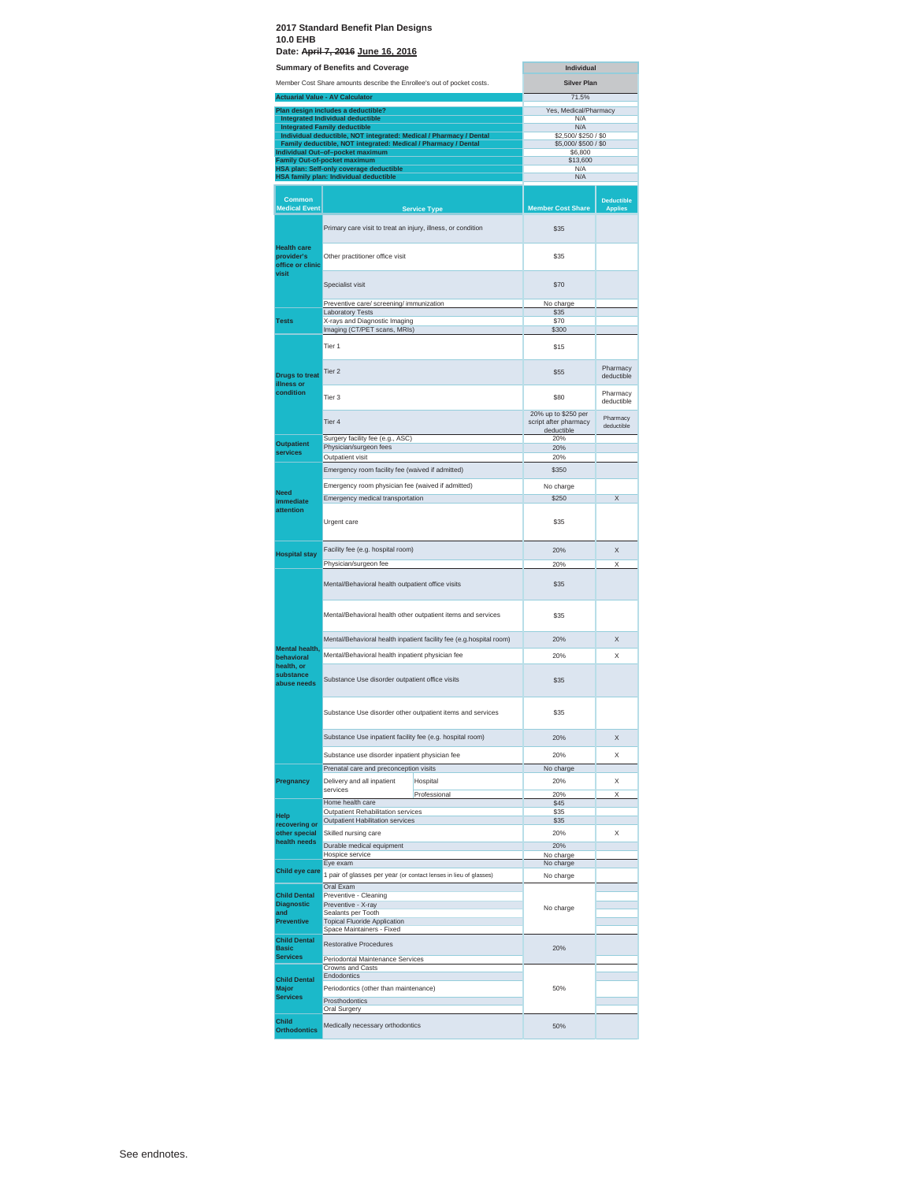**2017 Standard Benefit Plan Designs**
**10.0 EHB**
**Date: ~~April 7, 2016~~ June 16, 2016**

| Summary of Benefits and Coverage | Individual |
|---|---|
| Member Cost Share amounts describe the Enrollee's out of pocket costs. | Silver Plan |
| **Actuarial Value - AV Calculator** | 71.5% |
| **Plan design includes a deductible?** | Yes, Medical/Pharmacy |
| **Integrated Individual deductible** | N/A |
| **Integrated Family deductible** | N/A |
| **Individual deductible, NOT integrated: Medical / Pharmacy / Dental** | $2,500/ $250 / $0 |
| **Family deductible, NOT integrated: Medical / Pharmacy / Dental** | $5,000/ $500 / $0 |
| **Individual Out–of–pocket maximum** | $6,800 |
| **Family Out-of-pocket maximum** | $13,600 |
| **HSA plan: Self-only coverage deductible** | N/A |
| **HSA family plan: Individual deductible** | N/A |

| Common Medical Event | Service Type | | Member Cost Share | Deductible Applies |
|---|---|---|---|---|
| Health care provider's office or clinic visit | Primary care visit to treat an injury, illness, or condition | | $35 | |
| | Other practitioner office visit | | $35 | |
| | Specialist visit | | $70 | |
| | Preventive care/ screening/ immunization | | No charge | |
| Tests | Laboratory Tests | | $35 | |
| | X-rays and Diagnostic Imaging | | $70 | |
| | Imaging (CT/PET scans, MRIs) | | $300 | |
| Drugs to treat illness or condition | Tier 1 | | $15 | |
| | Tier 2 | | $55 | Pharmacy deductible |
| | Tier 3 | | $80 | Pharmacy deductible |
| | Tier 4 | | 20% up to $250 per script after pharmacy deductible | Pharmacy deductible |
| Outpatient services | Surgery facility fee (e.g., ASC) | | 20% | |
| | Physician/surgeon fees | | 20% | |
| | Outpatient visit | | 20% | |
| Need immediate attention | Emergency room facility fee (waived if admitted) | | $350 | |
| | Emergency room physician fee (waived if admitted) | | No charge | |
| | Emergency medical transportation | | $250 | X |
| | Urgent care | | $35 | |
| Hospital stay | Facility fee (e.g. hospital room) | | 20% | X |
| | Physician/surgeon fee | | 20% | X |
| Mental health, behavioral health, or substance abuse needs | Mental/Behavioral health outpatient office visits | | $35 | |
| | Mental/Behavioral health other outpatient items and services | | $35 | |
| | Mental/Behavioral health inpatient facility fee (e.g.hospital room) | | 20% | X |
| | Mental/Behavioral health inpatient physician fee | | 20% | X |
| | Substance Use disorder outpatient office visits | | $35 | |
| | Substance Use disorder other outpatient items and services | | $35 | |
| | Substance Use inpatient facility fee (e.g. hospital room) | | 20% | X |
| | Substance use disorder inpatient physician fee | | 20% | X |
| Pregnancy | Prenatal care and preconception visits | | No charge | |
| | Delivery and all inpatient services | Hospital | 20% | X |
| | | Professional | 20% | X |
| Help recovering or other special health needs | Home health care | | $45 | |
| | Outpatient Rehabilitation services | | $35 | |
| | Outpatient Habilitation services | | $35 | |
| | Skilled nursing care | | 20% | X |
| | Durable medical equipment | | 20% | |
| | Hospice service | | No charge | |
| Child eye care | Eye exam | | No charge | |
| | 1 pair of glasses per year (or contact lenses in lieu of glasses) | | No charge | |
| Child Dental Diagnostic and Preventive | Oral Exam | | No charge | |
| | Preventive - Cleaning | | | |
| | Preventive - X-ray | | | |
| | Sealants per Tooth | | | |
| | Topical Fluoride Application | | | |
| | Space Maintainers - Fixed | | | |
| Child Dental Basic Services | Restorative Procedures | | 20% | |
| | Periodontal Maintenance Services | | | |
| Child Dental Major Services | Crowns and Casts | | 50% | |
| | Endodontics | | | |
| | Periodontics (other than maintenance) | | | |
| | Prosthodontics | | | |
| | Oral Surgery | | | |
| Child Orthodontics | Medically necessary orthodontics | | 50% | |

See endnotes.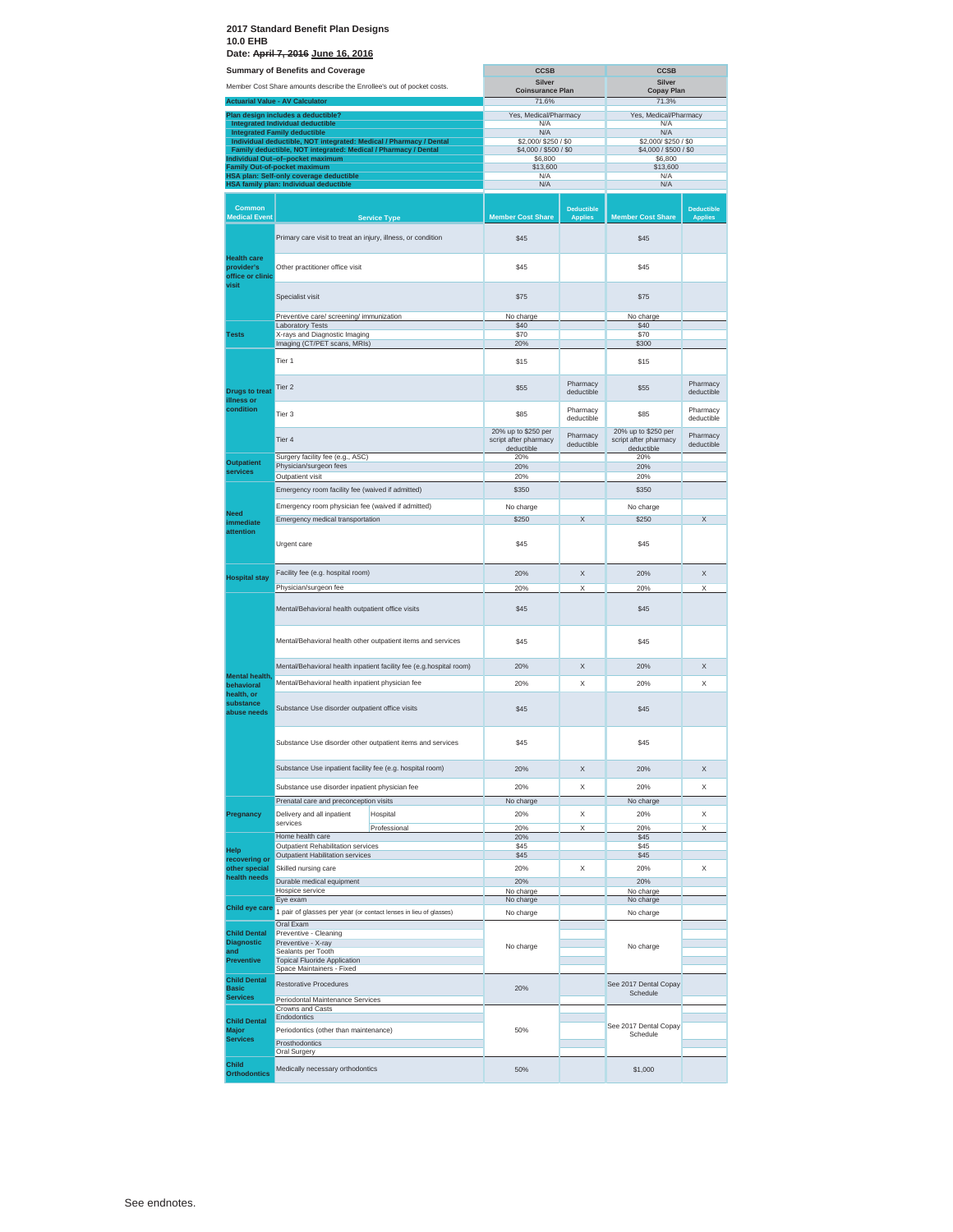**2017 Standard Benefit Plan Designs**
**10.0 EHB**
**Date: ~~April 7, 2016~~ June 16, 2016**

| Summary of Benefits and Coverage | | | CCSB | | CCSB | |
|---|---|---|---|---|---|---|
| Member Cost Share amounts describe the Enrollee's out of pocket costs. | | | Silver Coinsurance Plan | | Silver Copay Plan | |
| Actuarial Value - AV Calculator | | | 71.6% | | 71.3% | |
| Plan design includes a deductible? | | | Yes, Medical/Pharmacy | | Yes, Medical/Pharmacy | |
| Integrated Individual deductible | | | N/A | | N/A | |
| Integrated Family deductible | | | N/A | | N/A | |
| Individual deductible, NOT integrated: Medical / Pharmacy / Dental | | | $2,000/ $250 / $0 | | $2,000/ $250 / $0 | |
| Family deductible, NOT integrated: Medical / Pharmacy / Dental | | | $4,000 / $500 / $0 | | $4,000 / $500 / $0 | |
| Individual Out-of-pocket maximum | | | $6,800 | | $6,800 | |
| Family Out-of-pocket maximum | | | $13,600 | | $13,600 | |
| HSA plan: Self-only coverage deductible | | | N/A | | N/A | |
| HSA family plan: Individual deductible | | | N/A | | N/A | |
| **Common Medical Event** | **Service Type** | | **Member Cost Share** | **Deductible Applies** | **Member Cost Share** | **Deductible Applies** |
| Health care provider's office or clinic visit | Primary care visit to treat an injury, illness, or condition | | $45 | | $45 | |
| | Other practitioner office visit | | $45 | | $45 | |
| | Specialist visit | | $75 | | $75 | |
| | Preventive care/ screening/ immunization | | No charge | | No charge | |
| Tests | Laboratory Tests | | $40 | | $40 | |
| | X-rays and Diagnostic Imaging | | $70 | | $70 | |
| | Imaging (CT/PET scans, MRIs) | | 20% | | $300 | |
| Drugs to treat illness or condition | Tier 1 | | $15 | | $15 | |
| | Tier 2 | | $55 | Pharmacy deductible | $55 | Pharmacy deductible |
| | Tier 3 | | $85 | Pharmacy deductible | $85 | Pharmacy deductible |
| | Tier 4 | | 20% up to $250 per script after pharmacy deductible | Pharmacy deductible | 20% up to $250 per script after pharmacy deductible | Pharmacy deductible |
| Outpatient services | Surgery facility fee (e.g., ASC) | | 20% | | 20% | |
| | Physician/surgeon fees | | 20% | | 20% | |
| | Outpatient visit | | 20% | | 20% | |
| Need immediate attention | Emergency room facility fee (waived if admitted) | | $350 | | $350 | |
| | Emergency room physician fee (waived if admitted) | | No charge | | No charge | |
| | Emergency medical transportation | | $250 | X | $250 | X |
| | Urgent care | | $45 | | $45 | |
| Hospital stay | Facility fee (e.g. hospital room) | | 20% | X | 20% | X |
| | Physician/surgeon fee | | 20% | X | 20% | X |
| Mental health, behavioral health, or substance abuse needs | Mental/Behavioral health outpatient office visits | | $45 | | $45 | |
| | Mental/Behavioral health other outpatient items and services | | $45 | | $45 | |
| | Mental/Behavioral health inpatient facility fee (e.g.hospital room) | | 20% | X | 20% | X |
| | Mental/Behavioral health inpatient physician fee | | 20% | X | 20% | X |
| | Substance Use disorder outpatient office visits | | $45 | | $45 | |
| | Substance Use disorder other outpatient items and services | | $45 | | $45 | |
| | Substance Use inpatient facility fee (e.g. hospital room) | | 20% | X | 20% | X |
| | Substance use disorder inpatient physician fee | | 20% | X | 20% | X |
| Pregnancy | Prenatal care and preconception visits | | No charge | | No charge | |
| | Delivery and all inpatient services | Hospital | 20% | X | 20% | X |
| | | Professional | 20% | X | 20% | X |
| Help recovering or other special health needs | Home health care | | 20% | | $45 | |
| | Outpatient Rehabilitation services | | $45 | | $45 | |
| | Outpatient Habilitation services | | $45 | | $45 | |
| | Skilled nursing care | | 20% | X | 20% | X |
| | Durable medical equipment | | 20% | | 20% | |
| | Hospice service | | No charge | | No charge | |
| Child eye care | Eye exam | | No charge | | No charge | |
| | 1 pair of glasses per year (or contact lenses in lieu of glasses) | | No charge | | No charge | |
| Child Dental Diagnostic and Preventive | Oral Exam | | No charge | | No charge | |
| | Preventive - Cleaning | | | | | |
| | Preventive - X-ray | | | | | |
| | Sealants per Tooth | | | | | |
| | Topical Fluoride Application | | | | | |
| | Space Maintainers - Fixed | | | | | |
| Child Dental Basic Services | Restorative Procedures | | 20% | | See 2017 Dental Copay Schedule | |
| | Periodontal Maintenance Services | | | | | |
| Child Dental Major Services | Crowns and Casts | | 50% | | See 2017 Dental Copay Schedule | |
| | Endodontics | | | | | |
| | Periodontics (other than maintenance) | | | | | |
| | Prosthodontics | | | | | |
| | Oral Surgery | | | | | |
| Child Orthodontics | Medically necessary orthodontics | | 50% | | $1,000 | |

See endnotes.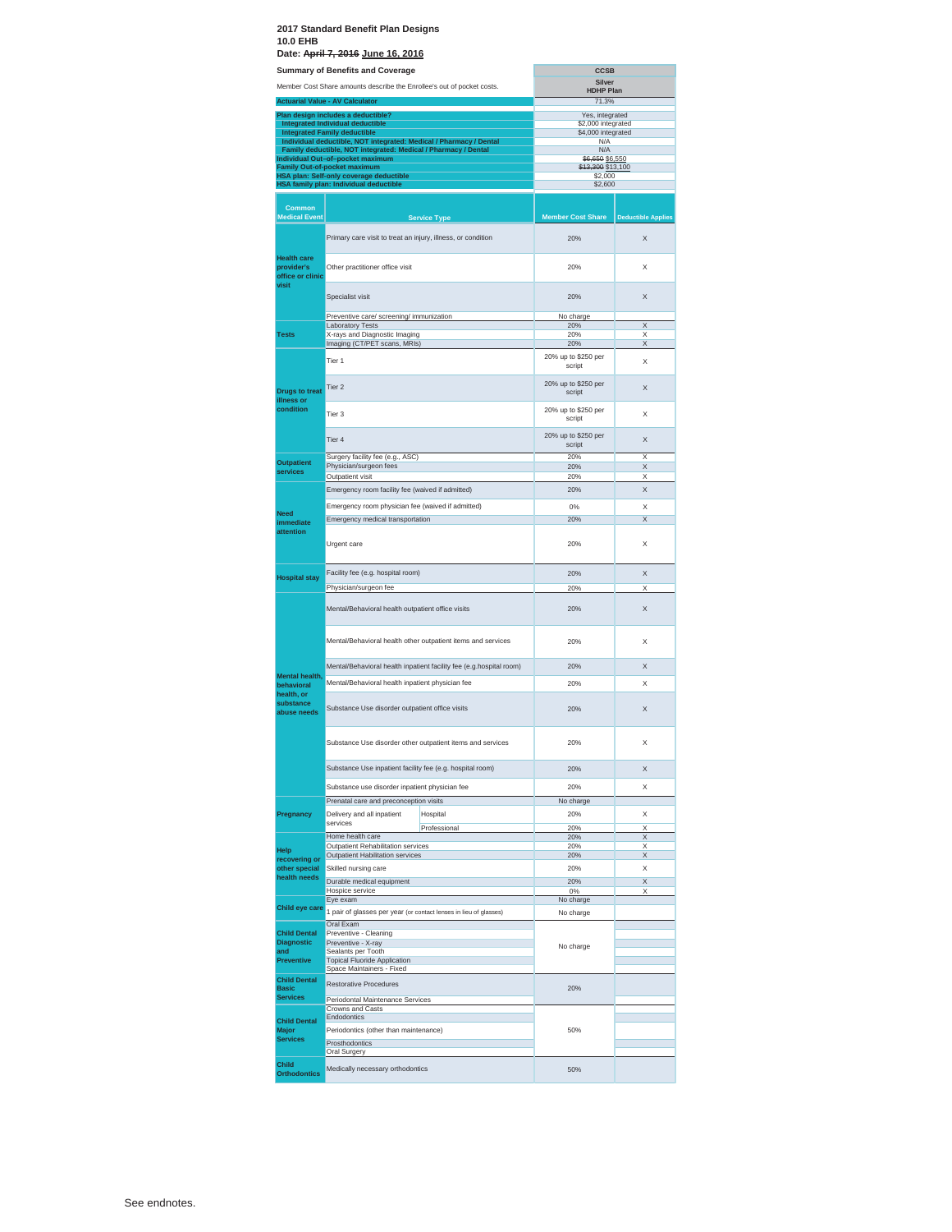**2017 Standard Benefit Plan Designs**
**10.0 EHB**
**Date: ~~April 7, 2016~~ June 16, 2016**

| Summary of Benefits and Coverage | CCSB |
|---|---|
| Member Cost Share amounts describe the Enrollee's out of pocket costs. | Silver HDHP Plan |
| Actuarial Value - AV Calculator | 71.3% |
| Plan design includes a deductible? | Yes, integrated |
| Integrated Individual deductible | $2,000 integrated |
| Integrated Family deductible | $4,000 integrated |
| Individual deductible, NOT integrated: Medical / Pharmacy / Dental | N/A |
| Family deductible, NOT integrated: Medical / Pharmacy / Dental | N/A |
| Individual Out–of–pocket maximum | ~~$6,650~~ $6,550 |
| Family Out-of-pocket maximum | ~~$13,300~~ $13,100 |
| HSA plan: Self-only coverage deductible | $2,000 |
| HSA family plan: Individual deductible | $2,600 |

| Common Medical Event | Service Type | | Member Cost Share | Deductible Applies |
|---|---|---|---|---|
| Health care provider's office or clinic visit | Primary care visit to treat an injury, illness, or condition | | 20% | X |
| | Other practitioner office visit | | 20% | X |
| | Specialist visit | | 20% | X |
| | Preventive care/ screening/ immunization | | No charge | |
| Tests | Laboratory Tests | | 20% | X |
| | X-rays and Diagnostic Imaging | | 20% | X |
| | Imaging (CT/PET scans, MRIs) | | 20% | X |
| Drugs to treat illness or condition | Tier 1 | | 20% up to $250 per script | X |
| | Tier 2 | | 20% up to $250 per script | X |
| | Tier 3 | | 20% up to $250 per script | X |
| | Tier 4 | | 20% up to $250 per script | X |
| Outpatient services | Surgery facility fee (e.g., ASC) | | 20% | X |
| | Physician/surgeon fees | | 20% | X |
| | Outpatient visit | | 20% | X |
| Need immediate attention | Emergency room facility fee (waived if admitted) | | 20% | X |
| | Emergency room physician fee (waived if admitted) | | 0% | X |
| | Emergency medical transportation | | 20% | X |
| | Urgent care | | 20% | X |
| Hospital stay | Facility fee (e.g. hospital room) | | 20% | X |
| | Physician/surgeon fee | | 20% | X |
| Mental health, behavioral health, or substance abuse needs | Mental/Behavioral health outpatient office visits | | 20% | X |
| | Mental/Behavioral health other outpatient items and services | | 20% | X |
| | Mental/Behavioral health inpatient facility fee (e.g.hospital room) | | 20% | X |
| | Mental/Behavioral health inpatient physician fee | | 20% | X |
| | Substance Use disorder outpatient office visits | | 20% | X |
| | Substance Use disorder other outpatient items and services | | 20% | X |
| | Substance Use inpatient facility fee (e.g. hospital room) | | 20% | X |
| | Substance use disorder inpatient physician fee | | 20% | X |
| Pregnancy | Prenatal care and preconception visits | | No charge | |
| | Delivery and all inpatient services | Hospital | 20% | X |
| | | Professional | 20% | X |
| Help recovering or other special health needs | Home health care | | 20% | X |
| | Outpatient Rehabilitation services | | 20% | X |
| | Outpatient Habilitation services | | 20% | X |
| | Skilled nursing care | | 20% | X |
| | Durable medical equipment | | 20% | X |
| | Hospice service | | 0% | X |
| Child eye care | Eye exam | | No charge | |
| | 1 pair of glasses per year (or contact lenses in lieu of glasses) | | No charge | |
| Child Dental Diagnostic and Preventive | Oral Exam | | No charge | |
| | Preventive - Cleaning | | | |
| | Preventive - X-ray | | | |
| | Sealants per Tooth | | | |
| | Topical Fluoride Application | | | |
| | Space Maintainers - Fixed | | | |
| Child Dental Basic Services | Restorative Procedures | | 20% | |
| | Periodontal Maintenance Services | | | |
| Child Dental Major Services | Crowns and Casts | | 50% | |
| | Endodontics | | | |
| | Periodontics (other than maintenance) | | | |
| | Prosthodontics | | | |
| | Oral Surgery | | | |
| Child Orthodontics | Medically necessary orthodontics | | 50% | |

See endnotes.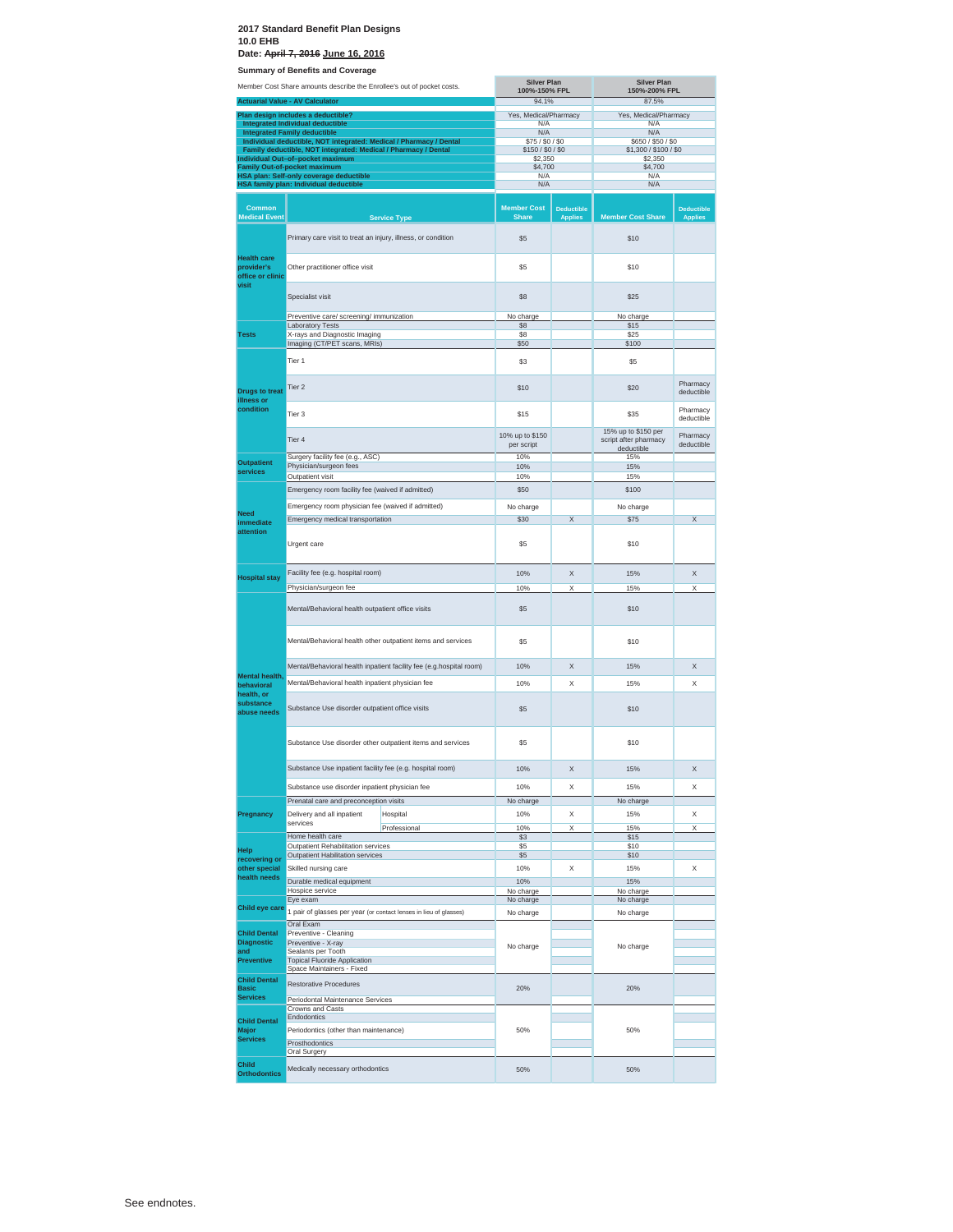**2017 Standard Benefit Plan Designs**
**10.0 EHB**
**Date: ~~April 7, 2016~~ June 16, 2016**

**Summary of Benefits and Coverage**

| Member Cost Share amounts describe the Enrollee's out of pocket costs. | Silver Plan 100%-150% FPL | Silver Plan 150%-200% FPL |
|---|---|---|
| **Actuarial Value - AV Calculator** | 94.1% | 87.5% |
| **Plan design includes a deductible?** | Yes, Medical/Pharmacy | Yes, Medical/Pharmacy |
| **Integrated Individual deductible** | N/A | N/A |
| **Integrated Family deductible** | N/A | N/A |
| **Individual deductible, NOT integrated: Medical / Pharmacy / Dental** | $75 / $0 / $0 | $650 / $50 / $0 |
| **Family deductible, NOT integrated: Medical / Pharmacy / Dental** | $150 / $0 / $0 | $1,300 / $100 / $0 |
| **Individual Out–of–pocket maximum** | $2,350 | $2,350 |
| **Family Out-of-pocket maximum** | $4,700 | $4,700 |
| **HSA plan: Self-only coverage deductible** | N/A | N/A |
| **HSA family plan: Individual deductible** | N/A | N/A |

| Common Medical Event | Service Type | | Silver 100%-150% FPL Member Cost Share | Deductible Applies | Silver 150%-200% FPL Member Cost Share | Deductible Applies |
|---|---|---|---|---|---|---|
| Health care provider's office or clinic visit | Primary care visit to treat an injury, illness, or condition | | $5 | | $10 | |
| | Other practitioner office visit | | $5 | | $10 | |
| | Specialist visit | | $8 | | $25 | |
| | Preventive care/ screening/ immunization | | No charge | | No charge | |
| Tests | Laboratory Tests | | $8 | | $15 | |
| | X-rays and Diagnostic Imaging | | $8 | | $25 | |
| | Imaging (CT/PET scans, MRIs) | | $50 | | $100 | |
| Drugs to treat illness or condition | Tier 1 | | $3 | | $5 | |
| | Tier 2 | | $10 | | $20 | Pharmacy deductible |
| | Tier 3 | | $15 | | $35 | Pharmacy deductible |
| | Tier 4 | | 10% up to $150 per script | | 15% up to $150 per script after pharmacy deductible | Pharmacy deductible |
| Outpatient services | Surgery facility fee (e.g., ASC) | | 10% | | 15% | |
| | Physician/surgeon fees | | 10% | | 15% | |
| | Outpatient visit | | 10% | | 15% | |
| Need immediate attention | Emergency room facility fee (waived if admitted) | | $50 | | $100 | |
| | Emergency room physician fee (waived if admitted) | | No charge | | No charge | |
| | Emergency medical transportation | | $30 | X | $75 | X |
| | Urgent care | | $5 | | $10 | |
| Hospital stay | Facility fee (e.g. hospital room) | | 10% | X | 15% | X |
| | Physician/surgeon fee | | 10% | X | 15% | X |
| Mental health, behavioral health, or substance abuse needs | Mental/Behavioral health outpatient office visits | | $5 | | $10 | |
| | Mental/Behavioral health other outpatient items and services | | $5 | | $10 | |
| | Mental/Behavioral health inpatient facility fee (e.g.hospital room) | | 10% | X | 15% | X |
| | Mental/Behavioral health inpatient physician fee | | 10% | X | 15% | X |
| | Substance Use disorder outpatient office visits | | $5 | | $10 | |
| | Substance Use disorder other outpatient items and services | | $5 | | $10 | |
| | Substance Use inpatient facility fee (e.g. hospital room) | | 10% | X | 15% | X |
| | Substance use disorder inpatient physician fee | | 10% | X | 15% | X |
| Pregnancy | Prenatal care and preconception visits | | No charge | | No charge | |
| | Delivery and all inpatient services | Hospital | 10% | X | 15% | X |
| | | Professional | 10% | X | 15% | X |
| Help recovering or other special health needs | Home health care | | $3 | | $15 | |
| | Outpatient Rehabilitation services | | $5 | | $10 | |
| | Outpatient Habilitation services | | $5 | | $10 | |
| | Skilled nursing care | | 10% | X | 15% | X |
| | Durable medical equipment | | 10% | | 15% | |
| | Hospice service | | No charge | | No charge | |
| Child eye care | Eye exam | | No charge | | No charge | |
| | 1 pair of glasses per year (or contact lenses in lieu of glasses) | | No charge | | No charge | |
| Child Dental Diagnostic and Preventive | Oral Exam | | No charge | | No charge | |
| | Preventive - Cleaning | | | | | |
| | Preventive - X-ray | | | | | |
| | Sealants per Tooth | | | | | |
| | Topical Fluoride Application | | | | | |
| | Space Maintainers - Fixed | | | | | |
| Child Dental Basic Services | Restorative Procedures | | 20% | | 20% | |
| | Periodontal Maintenance Services | | | | | |
| Child Dental Major Services | Crowns and Casts | | 50% | | 50% | |
| | Endodontics | | | | | |
| | Periodontics (other than maintenance) | | | | | |
| | Prosthodontics | | | | | |
| | Oral Surgery | | | | | |
| Child Orthodontics | Medically necessary orthodontics | | 50% | | 50% | |

See endnotes.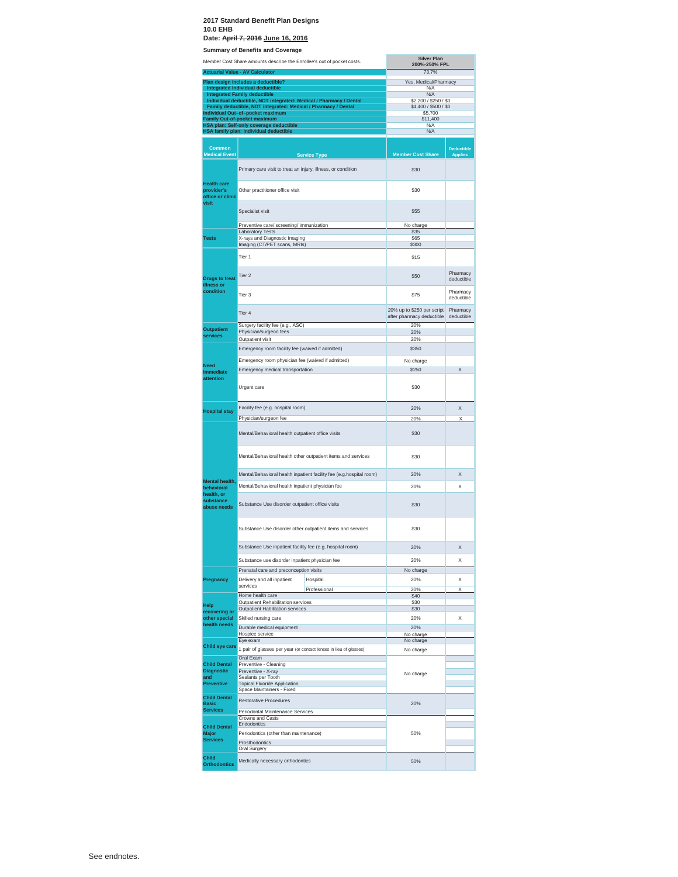**2017 Standard Benefit Plan Designs**
**10.0 EHB**
**Date: ~~April 7, 2016~~ June 16, 2016**

**Summary of Benefits and Coverage**

| Member Cost Share amounts describe the Enrollee's out of pocket costs. | Silver Plan 200%-250% FPL |
|---|---|
| **Actuarial Value - AV Calculator** | 73.7% |
| **Plan design includes a deductible?** | Yes, Medical/Pharmacy |
| **Integrated Individual deductible** | N/A |
| **Integrated Family deductible** | N/A |
| **Individual deductible, NOT integrated: Medical / Pharmacy / Dental** | $2,200 / $250 / $0 |
| **Family deductible, NOT integrated: Medical / Pharmacy / Dental** | $4,400 / $500 / $0 |
| **Individual Out–of–pocket maximum** | $5,700 |
| **Family Out-of-pocket maximum** | $11,400 |
| **HSA plan: Self-only coverage deductible** | N/A |
| **HSA family plan: Individual deductible** | N/A |

| Common Medical Event | Service Type | Member Cost Share | Deductible Applies |
|---|---|---|---|
| **Health care provider's office or clinic visit** | Primary care visit to treat an injury, illness, or condition | $30 | |
| | Other practitioner office visit | $30 | |
| | Specialist visit | $55 | |
| | Preventive care/ screening/ immunization | No charge | |
| **Tests** | Laboratory Tests | $35 | |
| | X-rays and Diagnostic Imaging | $65 | |
| | Imaging (CT/PET scans, MRIs) | $300 | |
| **Drugs to treat illness or condition** | Tier 1 | $15 | |
| | Tier 2 | $50 | Pharmacy deductible |
| | Tier 3 | $75 | Pharmacy deductible |
| | Tier 4 | 20% up to $250 per script after pharmacy deductible | Pharmacy deductible |
| **Outpatient services** | Surgery facility fee (e.g., ASC) | 20% | |
| | Physician/surgeon fees | 20% | |
| | Outpatient visit | 20% | |
| **Need immediate attention** | Emergency room facility fee (waived if admitted) | $350 | |
| | Emergency room physician fee (waived if admitted) | No charge | |
| | Emergency medical transportation | $250 | X |
| | Urgent care | $30 | |
| **Hospital stay** | Facility fee (e.g. hospital room) | 20% | X |
| | Physician/surgeon fee | 20% | X |
| **Mental health, behavioral health, or substance abuse needs** | Mental/Behavioral health outpatient office visits | $30 | |
| | Mental/Behavioral health other outpatient items and services | $30 | |
| | Mental/Behavioral health inpatient facility fee (e.g.hospital room) | 20% | X |
| | Mental/Behavioral health inpatient physician fee | 20% | X |
| | Substance Use disorder outpatient office visits | $30 | |
| | Substance Use disorder other outpatient items and services | $30 | |
| | Substance Use inpatient facility fee (e.g. hospital room) | 20% | X |
| | Substance use disorder inpatient physician fee | 20% | X |
| **Pregnancy** | Prenatal care and preconception visits | No charge | |
| | Delivery and all inpatient services – Hospital | 20% | X |
| | Delivery and all inpatient services – Professional | 20% | X |
| **Help recovering or other special health needs** | Home health care | $40 | |
| | Outpatient Rehabilitation services | $30 | |
| | Outpatient Habilitation services | $30 | |
| | Skilled nursing care | 20% | X |
| | Durable medical equipment | 20% | |
| | Hospice service | No charge | |
| **Child eye care** | Eye exam | No charge | |
| | 1 pair of glasses per year (or contact lenses in lieu of glasses) | No charge | |
| **Child Dental Diagnostic and Preventive** | Oral Exam | No charge | |
| | Preventive - Cleaning | | |
| | Preventive - X-ray | | |
| | Sealants per Tooth | | |
| | Topical Fluoride Application | | |
| | Space Maintainers - Fixed | | |
| **Child Dental Basic Services** | Restorative Procedures | 20% | |
| | Periodontal Maintenance Services | | |
| **Child Dental Major Services** | Crowns and Casts | 50% | |
| | Endodontics | | |
| | Periodontics (other than maintenance) | | |
| | Prosthodontics | | |
| | Oral Surgery | | |
| **Child Orthodontics** | Medically necessary orthodontics | 50% | |

See endnotes.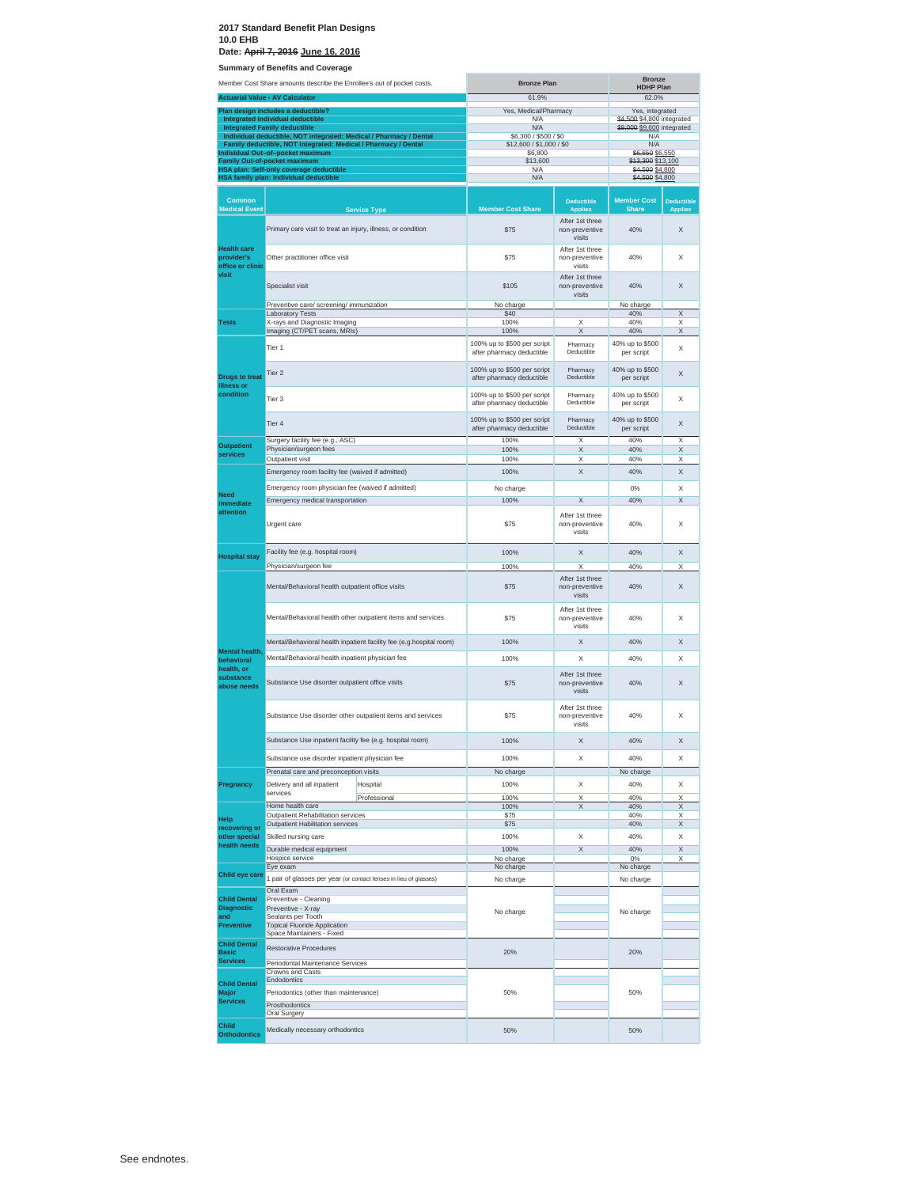**2017 Standard Benefit Plan Designs**
**10.0 EHB**
**Date: ~~April 7, 2016~~ June 16, 2016**

**Summary of Benefits and Coverage**

| Member Cost Share amounts describe the Enrollee's out of pocket costs. | Bronze Plan | Bronze HDHP Plan |
|---|---|---|
| **Actuarial Value - AV Calculator** | 61.9% | 62.0% |
| **Plan design includes a deductible?** | Yes, Medical/Pharmacy | Yes, integrated |
| Integrated Individual deductible | N/A | ~~$4,500~~ $4,800 integrated |
| Integrated Family deductible | N/A | ~~$9,000~~ $9,600 integrated |
| Individual deductible, NOT integrated: Medical / Pharmacy / Dental | $6,300 / $500 / $0 | N/A |
| Family deductible, NOT integrated: Medical / Pharmacy / Dental | $12,600 / $1,000 / $0 | N/A |
| **Individual Out–of–pocket maximum** | $6,800 | ~~$6,650~~ $6,550 |
| **Family Out-of-pocket maximum** | $13,600 | ~~$13,300~~ $13,100 |
| **HSA plan: Self-only coverage deductible** | N/A | ~~$4,500~~ $4,800 |
| **HSA family plan: Individual deductible** | N/A | ~~$4,500~~ $4,800 |

| Common Medical Event | Service Type | | Bronze: Member Cost Share | Bronze: Deductible Applies | Bronze HDHP: Member Cost Share | Bronze HDHP: Deductible Applies |
|---|---|---|---|---|---|---|
| Health care provider's office or clinic visit | Primary care visit to treat an injury, illness, or condition | | $75 | After 1st three non-preventive visits | 40% | X |
| | Other practitioner office visit | | $75 | After 1st three non-preventive visits | 40% | X |
| | Specialist visit | | $105 | After 1st three non-preventive visits | 40% | X |
| | Preventive care/ screening/ immunization | | No charge | | No charge | |
| Tests | Laboratory Tests | | $40 | | 40% | X |
| | X-rays and Diagnostic Imaging | | 100% | X | 40% | X |
| | Imaging (CT/PET scans, MRIs) | | 100% | X | 40% | X |
| Drugs to treat illness or condition | Tier 1 | | 100% up to $500 per script after pharmacy deductible | Pharmacy Deductible | 40% up to $500 per script | X |
| | Tier 2 | | 100% up to $500 per script after pharmacy deductible | Pharmacy Deductible | 40% up to $500 per script | X |
| | Tier 3 | | 100% up to $500 per script after pharmacy deductible | Pharmacy Deductible | 40% up to $500 per script | X |
| | Tier 4 | | 100% up to $500 per script after pharmacy deductible | Pharmacy Deductible | 40% up to $500 per script | X |
| Outpatient services | Surgery facility fee (e.g., ASC) | | 100% | X | 40% | X |
| | Physician/surgeon fees | | 100% | X | 40% | X |
| | Outpatient visit | | 100% | X | 40% | X |
| Need immediate attention | Emergency room facility fee (waived if admitted) | | 100% | X | 40% | X |
| | Emergency room physician fee (waived if admitted) | | No charge | | 0% | X |
| | Emergency medical transportation | | 100% | X | 40% | X |
| | Urgent care | | $75 | After 1st three non-preventive visits | 40% | X |
| Hospital stay | Facility fee (e.g. hospital room) | | 100% | X | 40% | X |
| | Physician/surgeon fee | | 100% | X | 40% | X |
| Mental health, behavioral health, or substance abuse needs | Mental/Behavioral health outpatient office visits | | $75 | After 1st three non-preventive visits | 40% | X |
| | Mental/Behavioral health other outpatient items and services | | $75 | After 1st three non-preventive visits | 40% | X |
| | Mental/Behavioral health inpatient facility fee (e.g.hospital room) | | 100% | X | 40% | X |
| | Mental/Behavioral health inpatient physician fee | | 100% | X | 40% | X |
| | Substance Use disorder outpatient office visits | | $75 | After 1st three non-preventive visits | 40% | X |
| | Substance Use disorder other outpatient items and services | | $75 | After 1st three non-preventive visits | 40% | X |
| | Substance Use inpatient facility fee (e.g. hospital room) | | 100% | X | 40% | X |
| | Substance use disorder inpatient physician fee | | 100% | X | 40% | X |
| Pregnancy | Prenatal care and preconception visits | | No charge | | No charge | |
| | Delivery and all inpatient services | Hospital | 100% | X | 40% | X |
| | | Professional | 100% | X | 40% | X |
| Help recovering or other special health needs | Home health care | | 100% | X | 40% | X |
| | Outpatient Rehabilitation services | | $75 | | 40% | X |
| | Outpatient Habilitation services | | $75 | | 40% | X |
| | Skilled nursing care | | 100% | X | 40% | X |
| | Durable medical equipment | | 100% | X | 40% | X |
| | Hospice service | | No charge | | 0% | X |
| Child eye care | Eye exam | | No charge | | No charge | |
| | 1 pair of glasses per year (or contact lenses in lieu of glasses) | | No charge | | No charge | |
| Child Dental Diagnostic and Preventive | Oral Exam | | No charge | | No charge | |
| | Preventive - Cleaning | | | | | |
| | Preventive - X-ray | | | | | |
| | Sealants per Tooth | | | | | |
| | Topical Fluoride Application | | | | | |
| | Space Maintainers - Fixed | | | | | |
| Child Dental Basic Services | Restorative Procedures | | 20% | | 20% | |
| | Periodontal Maintenance Services | | | | | |
| Child Dental Major Services | Crowns and Casts | | 50% | | 50% | |
| | Endodontics | | | | | |
| | Periodontics (other than maintenance) | | | | | |
| | Prosthodontics | | | | | |
| | Oral Surgery | | | | | |
| Child Orthodontics | Medically necessary orthodontics | | 50% | | 50% | |

See endnotes.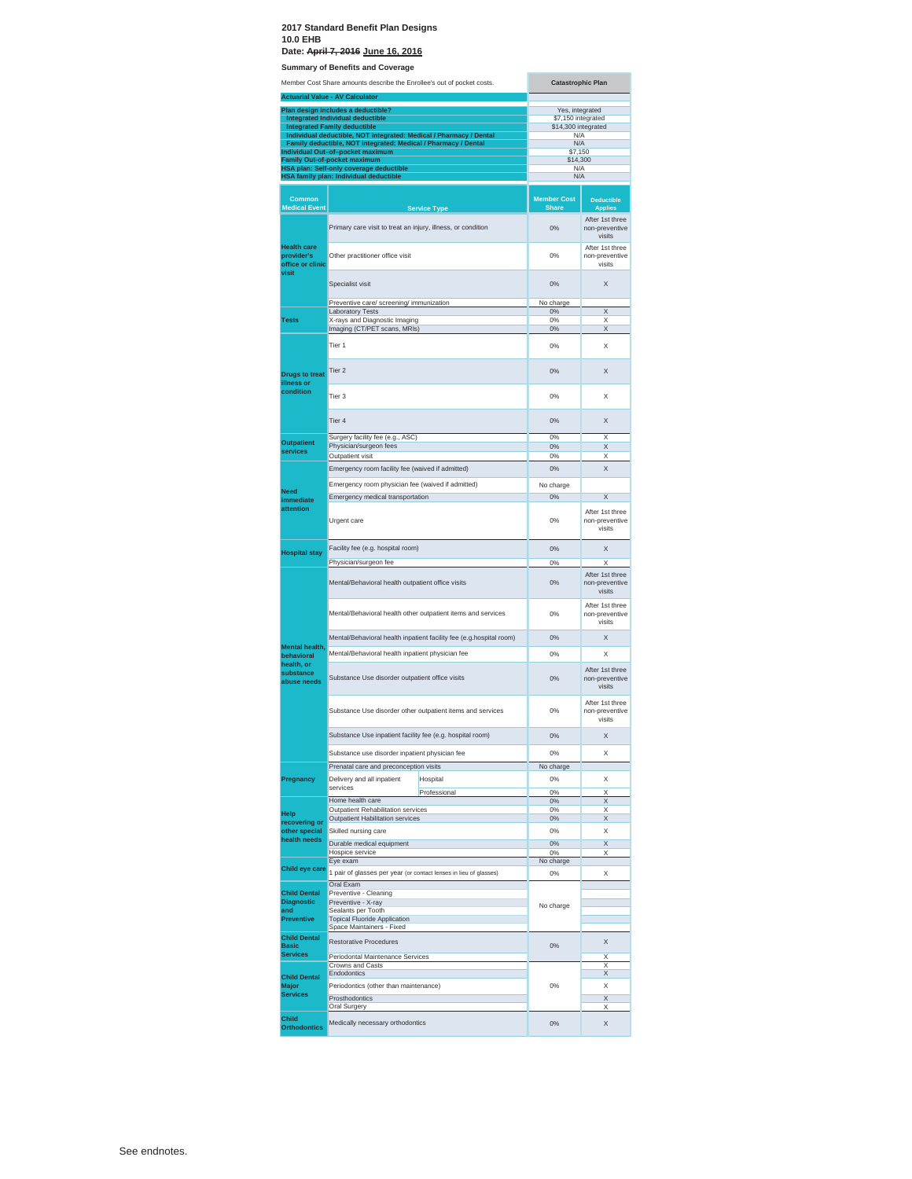**2017 Standard Benefit Plan Designs**
**10.0 EHB**
**Date: ~~April 7, 2016~~ June 16, 2016**

**Summary of Benefits and Coverage**

| Member Cost Share amounts describe the Enrollee's out of pocket costs. | Catastrophic Plan |
|---|---|
| **Actuarial Value - AV Calculator** | |
| **Plan design includes a deductible?** | Yes, integrated |
| **Integrated Individual deductible** | $7,150 integrated |
| **Integrated Family deductible** | $14,300 integrated |
| **Individual deductible, NOT integrated: Medical / Pharmacy / Dental** | N/A |
| **Family deductible, NOT integrated: Medical / Pharmacy / Dental** | N/A |
| **Individual Out-of-pocket maximum** | $7,150 |
| **Family Out-of-pocket maximum** | $14,300 |
| **HSA plan: Self-only coverage deductible** | N/A |
| **HSA family plan: Individual deductible** | N/A |

| Common Medical Event | Service Type | | Member Cost Share | Deductible Applies |
|---|---|---|---|---|
| Health care provider's office or clinic visit | Primary care visit to treat an injury, illness, or condition | | 0% | After 1st three non-preventive visits |
| | Other practitioner office visit | | 0% | After 1st three non-preventive visits |
| | Specialist visit | | 0% | X |
| | Preventive care/ screening/ immunization | | No charge | |
| Tests | Laboratory Tests | | 0% | X |
| | X-rays and Diagnostic Imaging | | 0% | X |
| | Imaging (CT/PET scans, MRIs) | | 0% | X |
| Drugs to treat illness or condition | Tier 1 | | 0% | X |
| | Tier 2 | | 0% | X |
| | Tier 3 | | 0% | X |
| | Tier 4 | | 0% | X |
| Outpatient services | Surgery facility fee (e.g., ASC) | | 0% | X |
| | Physician/surgeon fees | | 0% | X |
| | Outpatient visit | | 0% | X |
| Need immediate attention | Emergency room facility fee (waived if admitted) | | 0% | X |
| | Emergency room physician fee (waived if admitted) | | No charge | |
| | Emergency medical transportation | | 0% | X |
| | Urgent care | | 0% | After 1st three non-preventive visits |
| Hospital stay | Facility fee (e.g. hospital room) | | 0% | X |
| | Physician/surgeon fee | | 0% | X |
| Mental health, behavioral health, or substance abuse needs | Mental/Behavioral health outpatient office visits | | 0% | After 1st three non-preventive visits |
| | Mental/Behavioral health other outpatient items and services | | 0% | After 1st three non-preventive visits |
| | Mental/Behavioral health inpatient facility fee (e.g.hospital room) | | 0% | X |
| | Mental/Behavioral health inpatient physician fee | | 0% | X |
| | Substance Use disorder outpatient office visits | | 0% | After 1st three non-preventive visits |
| | Substance Use disorder other outpatient items and services | | 0% | After 1st three non-preventive visits |
| | Substance Use inpatient facility fee (e.g. hospital room) | | 0% | X |
| | Substance use disorder inpatient physician fee | | 0% | X |
| Pregnancy | Prenatal care and preconception visits | | No charge | |
| | Delivery and all inpatient services | Hospital | 0% | X |
| | | Professional | 0% | X |
| Help recovering or other special health needs | Home health care | | 0% | X |
| | Outpatient Rehabilitation services | | 0% | X |
| | Outpatient Habilitation services | | 0% | X |
| | Skilled nursing care | | 0% | X |
| | Durable medical equipment | | 0% | X |
| | Hospice service | | 0% | X |
| Child eye care | Eye exam | | No charge | |
| | 1 pair of glasses per year (or contact lenses in lieu of glasses) | | 0% | X |
| Child Dental Diagnostic and Preventive | Oral Exam | | No charge | |
| | Preventive - Cleaning | | | |
| | Preventive - X-ray | | | |
| | Sealants per Tooth | | | |
| | Topical Fluoride Application | | | |
| | Space Maintainers - Fixed | | | |
| Child Dental Basic Services | Restorative Procedures | | 0% | X |
| | Periodontal Maintenance Services | | | X |
| Child Dental Major Services | Crowns and Casts | | 0% | X |
| | Endodontics | | | X |
| | Periodontics (other than maintenance) | | | X |
| | Prosthodontics | | | X |
| | Oral Surgery | | | X |
| Child Orthodontics | Medically necessary orthodontics | | 0% | X |

See endnotes.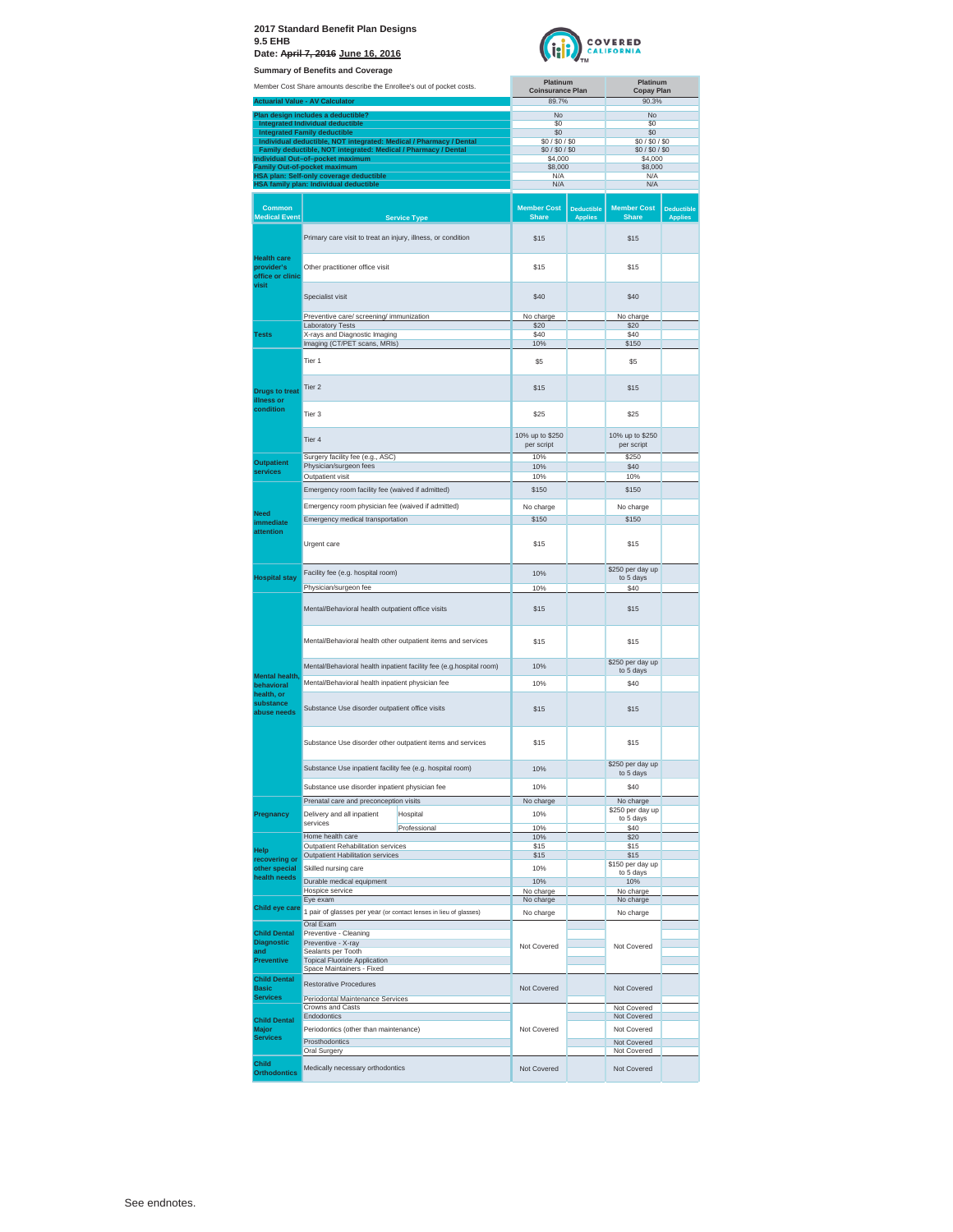**2017 Standard Benefit Plan Designs**
**9.5 EHB**
**Date: ~~April 7, 2016~~ June 16, 2016**

**Summary of Benefits and Coverage**

| Member Cost Share amounts describe the Enrollee's out of pocket costs. | Platinum Coinsurance Plan | Platinum Copay Plan |
|---|---|---|
| Actuarial Value - AV Calculator | 89.7% | 90.3% |
| Plan design includes a deductible? | No | No |
| Integrated Individual deductible | $0 | $0 |
| Integrated Family deductible | $0 | $0 |
| Individual deductible, NOT integrated: Medical / Pharmacy / Dental | $0 / $0 / $0 | $0 / $0 / $0 |
| Family deductible, NOT integrated: Medical / Pharmacy / Dental | $0 / $0 / $0 | $0 / $0 / $0 |
| Individual Out–of–pocket maximum | $4,000 | $4,000 |
| Family Out-of-pocket maximum | $8,000 | $8,000 |
| HSA plan: Self-only coverage deductible | N/A | N/A |
| HSA family plan: Individual deductible | N/A | N/A |

| Common Medical Event | Service Type | Platinum Coinsurance Plan Member Cost Share | Deductible Applies | Platinum Copay Plan Member Cost Share | Deductible Applies |
|---|---|---|---|---|---|
| Health care provider's office or clinic visit | Primary care visit to treat an injury, illness, or condition | $15 | | $15 | |
| | Other practitioner office visit | $15 | | $15 | |
| | Specialist visit | $40 | | $40 | |
| | Preventive care/ screening/ immunization | No charge | | No charge | |
| Tests | Laboratory Tests | $20 | | $20 | |
| | X-rays and Diagnostic Imaging | $40 | | $40 | |
| | Imaging (CT/PET scans, MRIs) | 10% | | $150 | |
| Drugs to treat illness or condition | Tier 1 | $5 | | $5 | |
| | Tier 2 | $15 | | $15 | |
| | Tier 3 | $25 | | $25 | |
| | Tier 4 | 10% up to $250 per script | | 10% up to $250 per script | |
| Outpatient services | Surgery facility fee (e.g., ASC) | 10% | | $250 | |
| | Physician/surgeon fees | 10% | | $40 | |
| | Outpatient visit | 10% | | 10% | |
| Need immediate attention | Emergency room facility fee (waived if admitted) | $150 | | $150 | |
| | Emergency room physician fee (waived if admitted) | No charge | | No charge | |
| | Emergency medical transportation | $150 | | $150 | |
| | Urgent care | $15 | | $15 | |
| Hospital stay | Facility fee (e.g. hospital room) | 10% | | $250 per day up to 5 days | |
| | Physician/surgeon fee | 10% | | $40 | |
| Mental health, behavioral health, or substance abuse needs | Mental/Behavioral health outpatient office visits | $15 | | $15 | |
| | Mental/Behavioral health other outpatient items and services | $15 | | $15 | |
| | Mental/Behavioral health inpatient facility fee (e.g.hospital room) | 10% | | $250 per day up to 5 days | |
| | Mental/Behavioral health inpatient physician fee | 10% | | $40 | |
| | Substance Use disorder outpatient office visits | $15 | | $15 | |
| | Substance Use disorder other outpatient items and services | $15 | | $15 | |
| | Substance Use inpatient facility fee (e.g. hospital room) | 10% | | $250 per day up to 5 days | |
| | Substance use disorder inpatient physician fee | 10% | | $40 | |
| Pregnancy | Prenatal care and preconception visits | No charge | | No charge | |
| | Delivery and all inpatient services – Hospital | 10% | | $250 per day up to 5 days | |
| | Delivery and all inpatient services – Professional | 10% | | $40 | |
| Help recovering or other special health needs | Home health care | 10% | | $20 | |
| | Outpatient Rehabilitation services | $15 | | $15 | |
| | Outpatient Habilitation services | $15 | | $15 | |
| | Skilled nursing care | 10% | | $150 per day up to 5 days | |
| | Durable medical equipment | 10% | | 10% | |
| | Hospice service | No charge | | No charge | |
| Child eye care | Eye exam | No charge | | No charge | |
| | 1 pair of glasses per year (or contact lenses in lieu of glasses) | No charge | | No charge | |
| Child Dental Diagnostic and Preventive | Oral Exam | Not Covered | | Not Covered | |
| | Preventive - Cleaning | | | | |
| | Preventive - X-ray | | | | |
| | Sealants per Tooth | | | | |
| | Topical Fluoride Application | | | | |
| | Space Maintainers - Fixed | | | | |
| Child Dental Basic Services | Restorative Procedures | Not Covered | | Not Covered | |
| | Periodontal Maintenance Services | | | | |
| Child Dental Major Services | Crowns and Casts | Not Covered | | Not Covered | |
| | Endodontics | | | Not Covered | |
| | Periodontics (other than maintenance) | | | Not Covered | |
| | Prosthodontics | | | Not Covered | |
| | Oral Surgery | | | Not Covered | |
| Child Orthodontics | Medically necessary orthodontics | Not Covered | | Not Covered | |

See endnotes.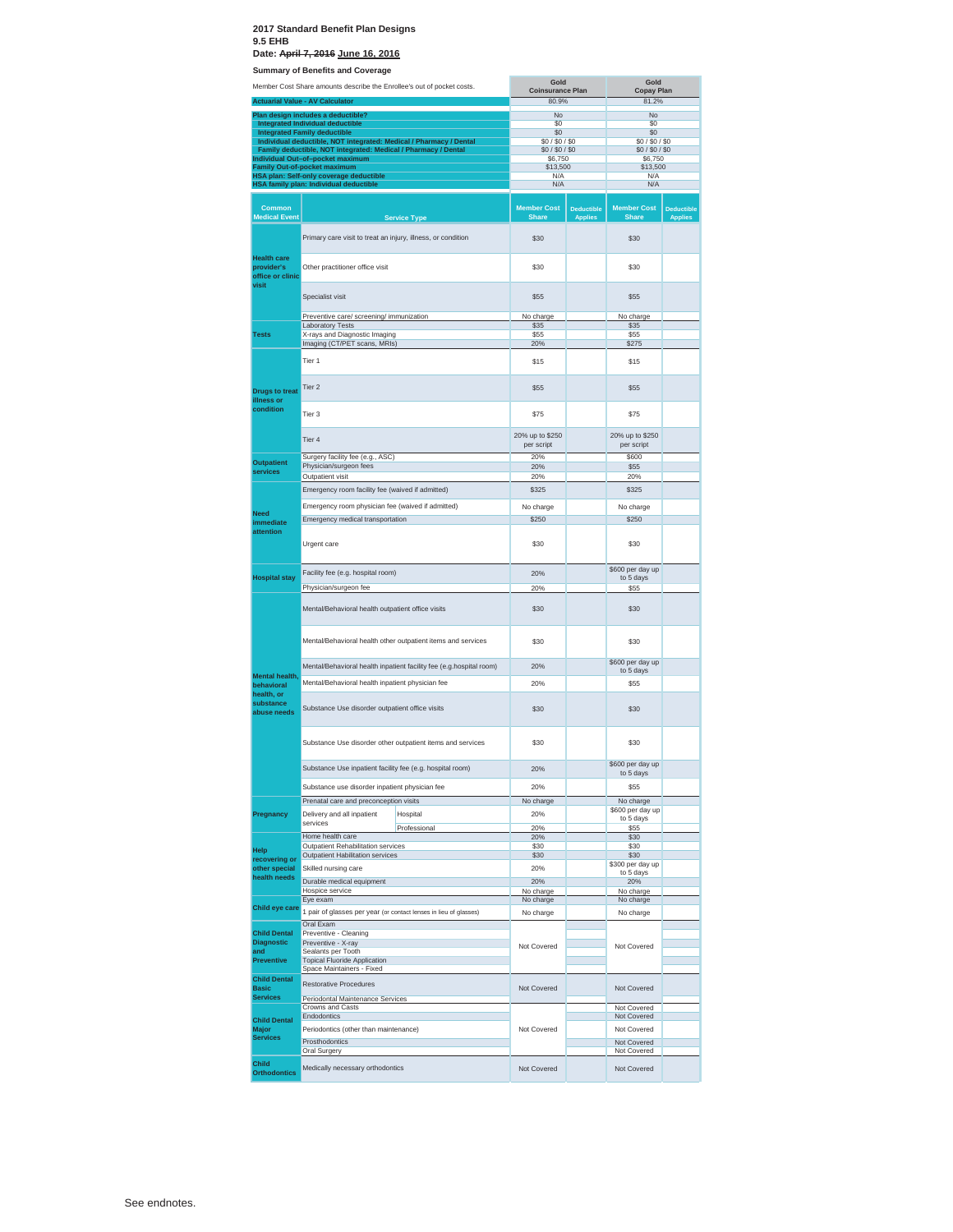**2017 Standard Benefit Plan Designs**
**9.5 EHB**
**Date: ~~April 7, 2016~~ June 16, 2016**

**Summary of Benefits and Coverage**

| Member Cost Share amounts describe the Enrollee's out of pocket costs. | | Gold Coinsurance Plan | | Gold Copay Plan | |
|---|---|---|---|---|---|
| **Actuarial Value - AV Calculator** | | 80.9% | | 81.2% | |
| **Plan design includes a deductible?** | | No | | No | |
| **Integrated Individual deductible** | | $0 | | $0 | |
| **Integrated Family deductible** | | $0 | | $0 | |
| **Individual deductible, NOT integrated: Medical / Pharmacy / Dental** | | $0 / $0 / $0 | | $0 / $0 / $0 | |
| **Family deductible, NOT integrated: Medical / Pharmacy / Dental** | | $0 / $0 / $0 | | $0 / $0 / $0 | |
| **Individual Out–of–pocket maximum** | | $6,750 | | $6,750 | |
| **Family Out-of-pocket maximum** | | $13,500 | | $13,500 | |
| **HSA plan: Self-only coverage deductible** | | N/A | | N/A | |
| **HSA family plan: Individual deductible** | | N/A | | N/A | |
| **Common Medical Event** | **Service Type** | **Member Cost Share** | **Deductible Applies** | **Member Cost Share** | **Deductible Applies** |
| **Health care provider's office or clinic visit** | Primary care visit to treat an injury, illness, or condition | $30 | | $30 | |
| | Other practitioner office visit | $30 | | $30 | |
| | Specialist visit | $55 | | $55 | |
| | Preventive care/ screening/ immunization | No charge | | No charge | |
| **Tests** | Laboratory Tests | $35 | | $35 | |
| | X-rays and Diagnostic Imaging | $55 | | $55 | |
| | Imaging (CT/PET scans, MRIs) | 20% | | $275 | |
| **Drugs to treat illness or condition** | Tier 1 | $15 | | $15 | |
| | Tier 2 | $55 | | $55 | |
| | Tier 3 | $75 | | $75 | |
| | Tier 4 | 20% up to $250 per script | | 20% up to $250 per script | |
| **Outpatient services** | Surgery facility fee (e.g., ASC) | 20% | | $600 | |
| | Physician/surgeon fees | 20% | | $55 | |
| | Outpatient visit | 20% | | 20% | |
| **Need immediate attention** | Emergency room facility fee (waived if admitted) | $325 | | $325 | |
| | Emergency room physician fee (waived if admitted) | No charge | | No charge | |
| | Emergency medical transportation | $250 | | $250 | |
| | Urgent care | $30 | | $30 | |
| **Hospital stay** | Facility fee (e.g. hospital room) | 20% | | $600 per day up to 5 days | |
| | Physician/surgeon fee | 20% | | $55 | |
| **Mental health, behavioral health, or substance abuse needs** | Mental/Behavioral health outpatient office visits | $30 | | $30 | |
| | Mental/Behavioral health other outpatient items and services | $30 | | $30 | |
| | Mental/Behavioral health inpatient facility fee (e.g.hospital room) | 20% | | $600 per day up to 5 days | |
| | Mental/Behavioral health inpatient physician fee | 20% | | $55 | |
| | Substance Use disorder outpatient office visits | $30 | | $30 | |
| | Substance Use disorder other outpatient items and services | $30 | | $30 | |
| | Substance Use inpatient facility fee (e.g. hospital room) | 20% | | $600 per day up to 5 days | |
| | Substance use disorder inpatient physician fee | 20% | | $55 | |
| **Pregnancy** | Prenatal care and preconception visits | No charge | | No charge | |
| | Delivery and all inpatient services – Hospital | 20% | | $600 per day up to 5 days | |
| | Delivery and all inpatient services – Professional | 20% | | $55 | |
| **Help recovering or other special health needs** | Home health care | 20% | | $30 | |
| | Outpatient Rehabilitation services | $30 | | $30 | |
| | Outpatient Habilitation services | $30 | | $30 | |
| | Skilled nursing care | 20% | | $300 per day up to 5 days | |
| | Durable medical equipment | 20% | | 20% | |
| | Hospice service | No charge | | No charge | |
| **Child eye care** | Eye exam | No charge | | No charge | |
| | 1 pair of glasses per year (or contact lenses in lieu of glasses) | No charge | | No charge | |
| **Child Dental Diagnostic and Preventive** | Oral Exam | Not Covered | | Not Covered | |
| | Preventive - Cleaning | Not Covered | | Not Covered | |
| | Preventive - X-ray | Not Covered | | Not Covered | |
| | Sealants per Tooth | Not Covered | | Not Covered | |
| | Topical Fluoride Application | Not Covered | | Not Covered | |
| | Space Maintainers - Fixed | Not Covered | | Not Covered | |
| **Child Dental Basic Services** | Restorative Procedures | Not Covered | | Not Covered | |
| | Periodontal Maintenance Services | Not Covered | | Not Covered | |
| **Child Dental Major Services** | Crowns and Casts | Not Covered | | Not Covered | |
| | Endodontics | Not Covered | | Not Covered | |
| | Periodontics (other than maintenance) | Not Covered | | Not Covered | |
| | Prosthodontics | Not Covered | | Not Covered | |
| | Oral Surgery | Not Covered | | Not Covered | |
| **Child Orthodontics** | Medically necessary orthodontics | Not Covered | | Not Covered | |

See endnotes.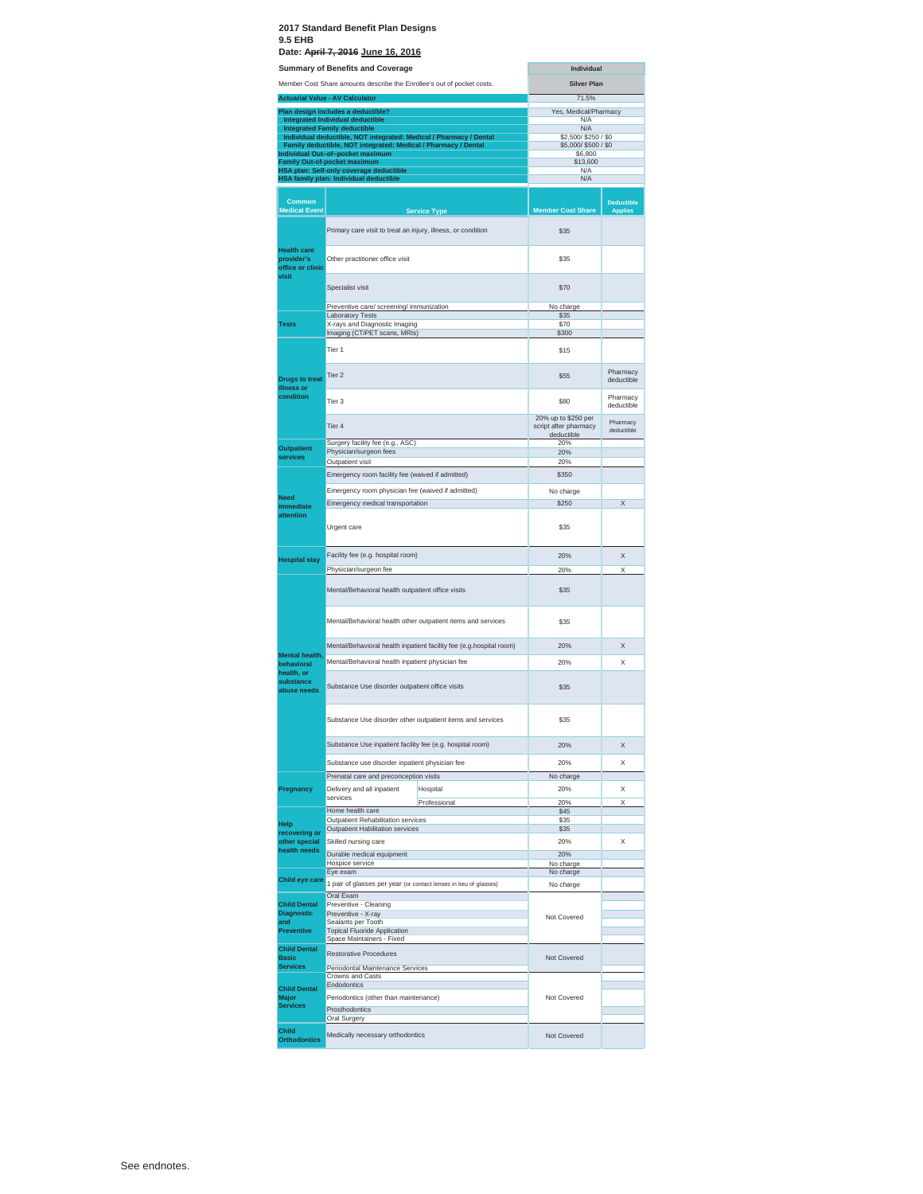**2017 Standard Benefit Plan Designs**
**9.5 EHB**
**Date: ~~April 7, 2016~~ June 16, 2016**

| Summary of Benefits and Coverage | Individual |
|---|---|
| Member Cost Share amounts describe the Enrollee's out of pocket costs. | Silver Plan |
| **Actuarial Value - AV Calculator** | 71.5% |
| **Plan design includes a deductible?** | Yes, Medical/Pharmacy |
| **Integrated Individual deductible** | N/A |
| **Integrated Family deductible** | N/A |
| **Individual deductible, NOT integrated: Medical / Pharmacy / Dental** | $2,500/ $250 / $0 |
| **Family deductible, NOT integrated: Medical / Pharmacy / Dental** | $5,000/ $500 / $0 |
| **Individual Out-of-pocket maximum** | $6,800 |
| **Family Out-of-pocket maximum** | $13,600 |
| **HSA plan: Self-only coverage deductible** | N/A |
| **HSA family plan: Individual deductible** | N/A |

| Common Medical Event | Service Type | Member Cost Share | Deductible Applies |
|---|---|---|---|
| **Health care provider's office or clinic visit** | Primary care visit to treat an injury, illness, or condition | $35 | |
| | Other practitioner office visit | $35 | |
| | Specialist visit | $70 | |
| | Preventive care/ screening/ immunization | No charge | |
| **Tests** | Laboratory Tests | $35 | |
| | X-rays and Diagnostic Imaging | $70 | |
| | Imaging (CT/PET scans, MRIs) | $300 | |
| **Drugs to treat illness or condition** | Tier 1 | $15 | |
| | Tier 2 | $55 | Pharmacy deductible |
| | Tier 3 | $80 | Pharmacy deductible |
| | Tier 4 | 20% up to $250 per script after pharmacy deductible | Pharmacy deductible |
| **Outpatient services** | Surgery facility fee (e.g., ASC) | 20% | |
| | Physician/surgeon fees | 20% | |
| | Outpatient visit | 20% | |
| **Need immediate attention** | Emergency room facility fee (waived if admitted) | $350 | |
| | Emergency room physician fee (waived if admitted) | No charge | |
| | Emergency medical transportation | $250 | X |
| | Urgent care | $35 | |
| **Hospital stay** | Facility fee (e.g. hospital room) | 20% | X |
| | Physician/surgeon fee | 20% | X |
| **Mental health, behavioral health, or substance abuse needs** | Mental/Behavioral health outpatient office visits | $35 | |
| | Mental/Behavioral health other outpatient items and services | $35 | |
| | Mental/Behavioral health inpatient facility fee (e.g.hospital room) | 20% | X |
| | Mental/Behavioral health inpatient physician fee | 20% | X |
| | Substance Use disorder outpatient office visits | $35 | |
| | Substance Use disorder other outpatient items and services | $35 | |
| | Substance Use inpatient facility fee (e.g. hospital room) | 20% | X |
| | Substance use disorder inpatient physician fee | 20% | X |
| **Pregnancy** | Prenatal care and preconception visits | No charge | |
| | Delivery and all inpatient services - Hospital | 20% | X |
| | Delivery and all inpatient services - Professional | 20% | X |
| **Help recovering or other special health needs** | Home health care | $45 | |
| | Outpatient Rehabilitation services | $35 | |
| | Outpatient Habilitation services | $35 | |
| | Skilled nursing care | 20% | X |
| | Durable medical equipment | 20% | |
| | Hospice service | No charge | |
| **Child eye care** | Eye exam | No charge | |
| | 1 pair of glasses per year (or contact lenses in lieu of glasses) | No charge | |
| **Child Dental Diagnostic and Preventive** | Oral Exam | Not Covered | |
| | Preventive - Cleaning | | |
| | Preventive - X-ray | | |
| | Sealants per Tooth | | |
| | Topical Fluoride Application | | |
| | Space Maintainers - Fixed | | |
| **Child Dental Basic Services** | Restorative Procedures | Not Covered | |
| | Periodontal Maintenance Services | | |
| **Child Dental Major Services** | Crowns and Casts | Not Covered | |
| | Endodontics | | |
| | Periodontics (other than maintenance) | | |
| | Prosthodontics | | |
| | Oral Surgery | | |
| **Child Orthodontics** | Medically necessary orthodontics | Not Covered | |

See endnotes.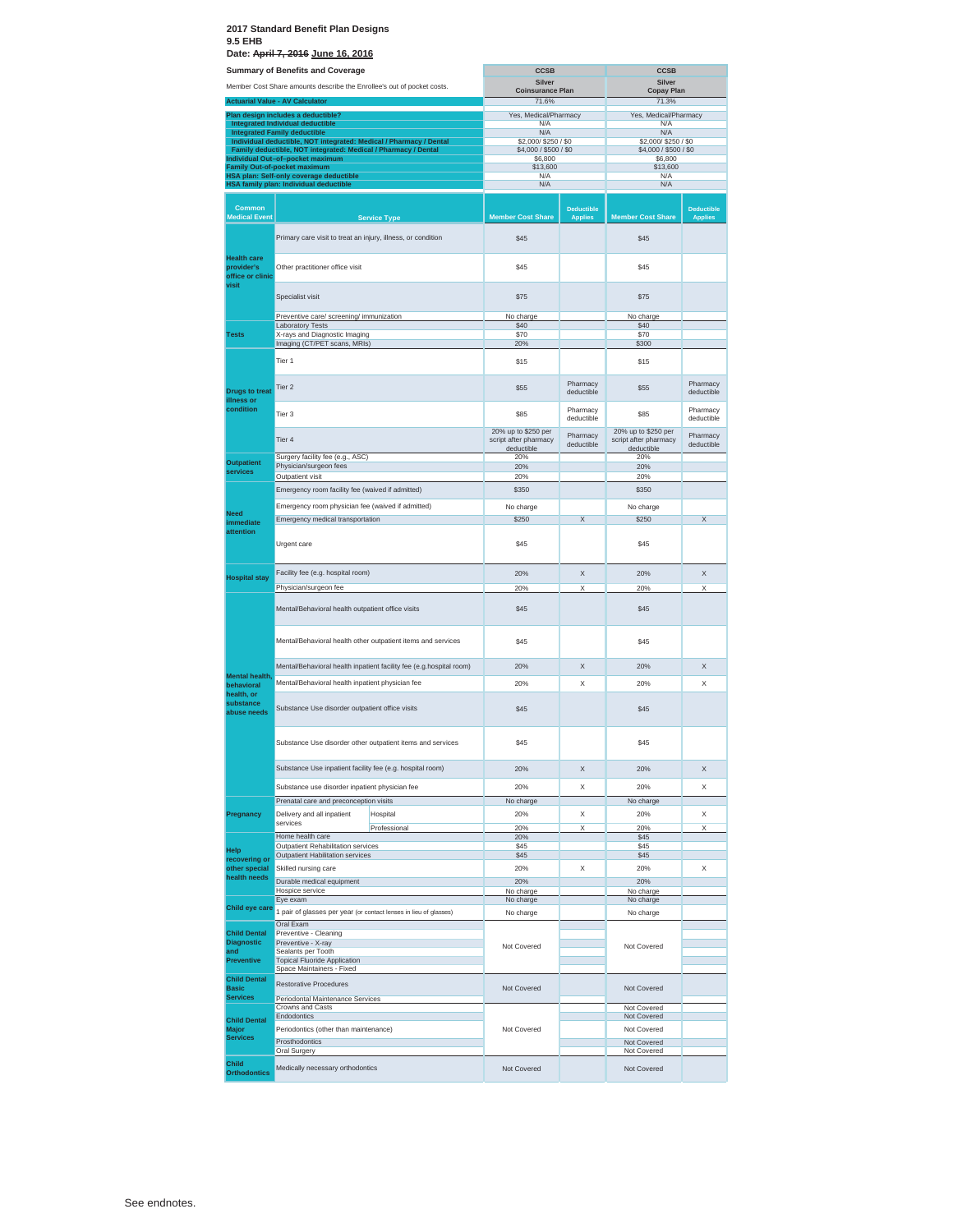**2017 Standard Benefit Plan Designs**
**9.5 EHB**
**Date: ~~April 7, 2016~~ June 16, 2016**

| Summary of Benefits and Coverage | CCSB Silver Coinsurance Plan | CCSB Silver Copay Plan |
|---|---|---|
| Member Cost Share amounts describe the Enrollee's out of pocket costs. | | |
| **Actuarial Value - AV Calculator** | 71.6% | 71.3% |
| **Plan design includes a deductible?** | Yes, Medical/Pharmacy | Yes, Medical/Pharmacy |
| **Integrated Individual deductible** | N/A | N/A |
| **Integrated Family deductible** | N/A | N/A |
| **Individual deductible, NOT integrated: Medical / Pharmacy / Dental** | $2,000/ $250 / $0 | $2,000/ $250 / $0 |
| **Family deductible, NOT integrated: Medical / Pharmacy / Dental** | $4,000 / $500 / $0 | $4,000 / $500 / $0 |
| **Individual Out-of-pocket maximum** | $6,800 | $6,800 |
| **Family Out-of-pocket maximum** | $13,600 | $13,600 |
| **HSA plan: Self-only coverage deductible** | N/A | N/A |
| **HSA family plan: Individual deductible** | N/A | N/A |

| Common Medical Event | Service Type | | Coinsurance Plan: Member Cost Share | Coinsurance Plan: Deductible Applies | Copay Plan: Member Cost Share | Copay Plan: Deductible Applies |
|---|---|---|---|---|---|---|
| Health care provider's office or clinic visit | Primary care visit to treat an injury, illness, or condition | | $45 | | $45 | |
| | Other practitioner office visit | | $45 | | $45 | |
| | Specialist visit | | $75 | | $75 | |
| | Preventive care/ screening/ immunization | | No charge | | No charge | |
| Tests | Laboratory Tests | | $40 | | $40 | |
| | X-rays and Diagnostic Imaging | | $70 | | $70 | |
| | Imaging (CT/PET scans, MRIs) | | 20% | | $300 | |
| Drugs to treat illness or condition | Tier 1 | | $15 | | $15 | |
| | Tier 2 | | $55 | Pharmacy deductible | $55 | Pharmacy deductible |
| | Tier 3 | | $85 | Pharmacy deductible | $85 | Pharmacy deductible |
| | Tier 4 | | 20% up to $250 per script after pharmacy deductible | Pharmacy deductible | 20% up to $250 per script after pharmacy deductible | Pharmacy deductible |
| Outpatient services | Surgery facility fee (e.g., ASC) | | 20% | | 20% | |
| | Physician/surgeon fees | | 20% | | 20% | |
| | Outpatient visit | | 20% | | 20% | |
| Need immediate attention | Emergency room facility fee (waived if admitted) | | $350 | | $350 | |
| | Emergency room physician fee (waived if admitted) | | No charge | | No charge | |
| | Emergency medical transportation | | $250 | X | $250 | X |
| | Urgent care | | $45 | | $45 | |
| Hospital stay | Facility fee (e.g. hospital room) | | 20% | X | 20% | X |
| | Physician/surgeon fee | | 20% | X | 20% | X |
| Mental health, behavioral health, or substance abuse needs | Mental/Behavioral health outpatient office visits | | $45 | | $45 | |
| | Mental/Behavioral health other outpatient items and services | | $45 | | $45 | |
| | Mental/Behavioral health inpatient facility fee (e.g.hospital room) | | 20% | X | 20% | X |
| | Mental/Behavioral health inpatient physician fee | | 20% | X | 20% | X |
| | Substance Use disorder outpatient office visits | | $45 | | $45 | |
| | Substance Use disorder other outpatient items and services | | $45 | | $45 | |
| | Substance Use inpatient facility fee (e.g. hospital room) | | 20% | X | 20% | X |
| | Substance use disorder inpatient physician fee | | 20% | X | 20% | X |
| Pregnancy | Prenatal care and preconception visits | | No charge | | No charge | |
| | Delivery and all inpatient services | Hospital | 20% | X | 20% | X |
| | | Professional | 20% | X | 20% | X |
| Help recovering or other special health needs | Home health care | | 20% | | $45 | |
| | Outpatient Rehabilitation services | | $45 | | $45 | |
| | Outpatient Habilitation services | | $45 | | $45 | |
| | Skilled nursing care | | 20% | X | 20% | X |
| | Durable medical equipment | | 20% | | 20% | |
| | Hospice service | | No charge | | No charge | |
| Child eye care | Eye exam | | No charge | | No charge | |
| | 1 pair of glasses per year (or contact lenses in lieu of glasses) | | No charge | | No charge | |
| Child Dental Diagnostic and Preventive | Oral Exam | | Not Covered | | Not Covered | |
| | Preventive - Cleaning | | | | | |
| | Preventive - X-ray | | | | | |
| | Sealants per Tooth | | | | | |
| | Topical Fluoride Application | | | | | |
| | Space Maintainers - Fixed | | | | | |
| Child Dental Basic Services | Restorative Procedures | | Not Covered | | Not Covered | |
| | Periodontal Maintenance Services | | | | | |
| Child Dental Major Services | Crowns and Casts | | Not Covered | | Not Covered | |
| | Endodontics | | | | Not Covered | |
| | Periodontics (other than maintenance) | | | | Not Covered | |
| | Prosthodontics | | | | Not Covered | |
| | Oral Surgery | | | | Not Covered | |
| Child Orthodontics | Medically necessary orthodontics | | Not Covered | | Not Covered | |

See endnotes.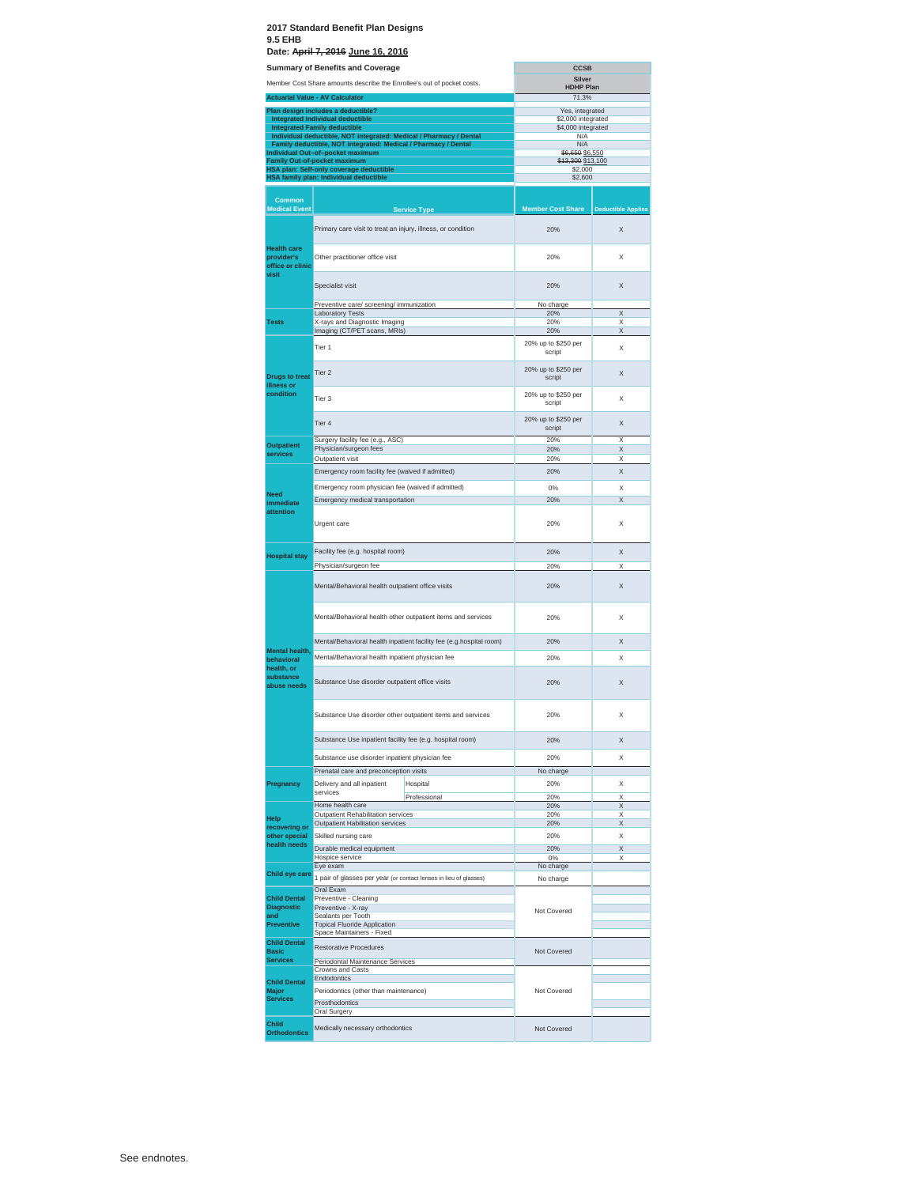**2017 Standard Benefit Plan Designs**
**9.5 EHB**
**Date: ~~April 7, 2016~~ June 16, 2016**

| Summary of Benefits and Coverage | CCSB |
|---|---|
| Member Cost Share amounts describe the Enrollee's out of pocket costs. | Silver HDHP Plan |
| Actuarial Value - AV Calculator | 71.3% |
| Plan design includes a deductible? | Yes, integrated |
| Integrated Individual deductible | $2,000 integrated |
| Integrated Family deductible | $4,000 integrated |
| Individual deductible, NOT integrated: Medical / Pharmacy / Dental | N/A |
| Family deductible, NOT integrated: Medical / Pharmacy / Dental | N/A |
| Individual Out–of–pocket maximum | ~~$6,650~~ $6,550 |
| Family Out-of-pocket maximum | ~~$13,300~~ $13,100 |
| HSA plan: Self-only coverage deductible | $2,000 |
| HSA family plan: Individual deductible | $2,600 |

| Common Medical Event | Service Type | | Member Cost Share | Deductible Applies |
|---|---|---|---|---|
| Health care provider's office or clinic visit | Primary care visit to treat an injury, illness, or condition | | 20% | X |
| | Other practitioner office visit | | 20% | X |
| | Specialist visit | | 20% | X |
| | Preventive care/ screening/ immunization | | No charge | |
| Tests | Laboratory Tests | | 20% | X |
| | X-rays and Diagnostic Imaging | | 20% | X |
| | Imaging (CT/PET scans, MRIs) | | 20% | X |
| Drugs to treat illness or condition | Tier 1 | | 20% up to $250 per script | X |
| | Tier 2 | | 20% up to $250 per script | X |
| | Tier 3 | | 20% up to $250 per script | X |
| | Tier 4 | | 20% up to $250 per script | X |
| Outpatient services | Surgery facility fee (e.g., ASC) | | 20% | X |
| | Physician/surgeon fees | | 20% | X |
| | Outpatient visit | | 20% | X |
| Need immediate attention | Emergency room facility fee (waived if admitted) | | 20% | X |
| | Emergency room physician fee (waived if admitted) | | 0% | X |
| | Emergency medical transportation | | 20% | X |
| | Urgent care | | 20% | X |
| Hospital stay | Facility fee (e.g. hospital room) | | 20% | X |
| | Physician/surgeon fee | | 20% | X |
| Mental health, behavioral health, or substance abuse needs | Mental/Behavioral health outpatient office visits | | 20% | X |
| | Mental/Behavioral health other outpatient items and services | | 20% | X |
| | Mental/Behavioral health inpatient facility fee (e.g.hospital room) | | 20% | X |
| | Mental/Behavioral health inpatient physician fee | | 20% | X |
| | Substance Use disorder outpatient office visits | | 20% | X |
| | Substance Use disorder other outpatient items and services | | 20% | X |
| | Substance Use inpatient facility fee (e.g. hospital room) | | 20% | X |
| | Substance use disorder inpatient physician fee | | 20% | X |
| Pregnancy | Prenatal care and preconception visits | | No charge | |
| | Delivery and all inpatient services | Hospital | 20% | X |
| | | Professional | 20% | X |
| Help recovering or other special health needs | Home health care | | 20% | X |
| | Outpatient Rehabilitation services | | 20% | X |
| | Outpatient Habilitation services | | 20% | X |
| | Skilled nursing care | | 20% | X |
| | Durable medical equipment | | 20% | X |
| | Hospice service | | 0% | X |
| Child eye care | Eye exam | | No charge | |
| | 1 pair of glasses per year (or contact lenses in lieu of glasses) | | No charge | |
| Child Dental Diagnostic and Preventive | Oral Exam | | Not Covered | |
| | Preventive - Cleaning | | | |
| | Preventive - X-ray | | | |
| | Sealants per Tooth | | | |
| | Topical Fluoride Application | | | |
| | Space Maintainers - Fixed | | | |
| Child Dental Basic Services | Restorative Procedures | | Not Covered | |
| | Periodontal Maintenance Services | | | |
| Child Dental Major Services | Crowns and Casts | | Not Covered | |
| | Endodontics | | | |
| | Periodontics (other than maintenance) | | | |
| | Prosthodontics | | | |
| | Oral Surgery | | | |
| Child Orthodontics | Medically necessary orthodontics | | Not Covered | |

See endnotes.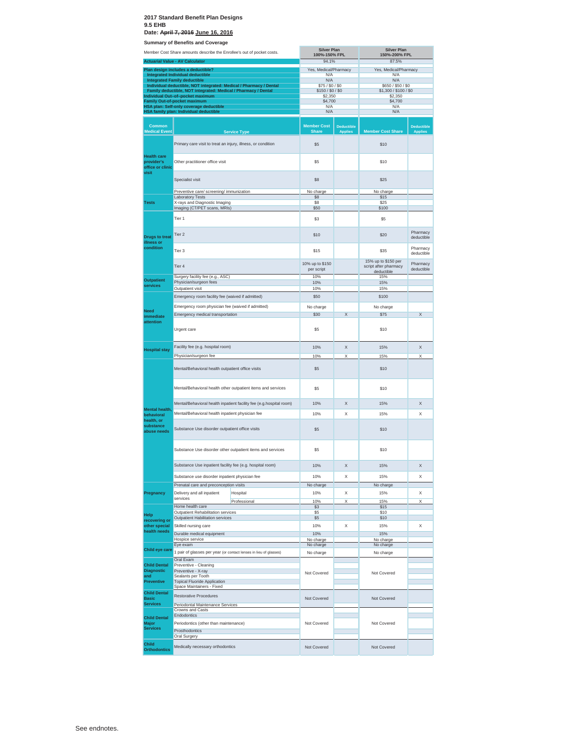**2017 Standard Benefit Plan Designs**
**9.5 EHB**
**Date: ~~April 7, 2016~~ June 16, 2016**

**Summary of Benefits and Coverage**

| Member Cost Share amounts describe the Enrollee's out of pocket costs. | Silver Plan 100%-150% FPL | Silver Plan 150%-200% FPL |
|---|---|---|
| Actuarial Value - AV Calculator | 94.1% | 87.5% |
| Plan design includes a deductible? | Yes, Medical/Pharmacy | Yes, Medical/Pharmacy |
| Integrated Individual deductible | N/A | N/A |
| Integrated Family deductible | N/A | N/A |
| Individual deductible, NOT integrated: Medical / Pharmacy / Dental | $75 / $0 / $0 | $650 / $50 / $0 |
| Family deductible, NOT integrated: Medical / Pharmacy / Dental | $150 / $0 / $0 | $1,300 / $100 / $0 |
| Individual Out-of-pocket maximum | $2,350 | $2,350 |
| Family Out-of-pocket maximum | $4,700 | $4,700 |
| HSA plan: Self-only coverage deductible | N/A | N/A |
| HSA family plan: Individual deductible | N/A | N/A |

| Common Medical Event | Service Type | Member Cost Share | Deductible Applies | Member Cost Share | Deductible Applies |
|---|---|---|---|---|---|
| Health care provider's office or clinic visit | Primary care visit to treat an injury, illness, or condition | $5 | | $10 | |
| | Other practitioner office visit | $5 | | $10 | |
| | Specialist visit | $8 | | $25 | |
| | Preventive care/ screening/ immunization | No charge | | No charge | |
| Tests | Laboratory Tests | $8 | | $15 | |
| | X-rays and Diagnostic Imaging | $8 | | $25 | |
| | Imaging (CT/PET scans, MRIs) | $50 | | $100 | |
| Drugs to treat illness or condition | Tier 1 | $3 | | $5 | |
| | Tier 2 | $10 | | $20 | Pharmacy deductible |
| | Tier 3 | $15 | | $35 | Pharmacy deductible |
| | Tier 4 | 10% up to $150 per script | | 15% up to $150 per script after pharmacy deductible | Pharmacy deductible |
| Outpatient services | Surgery facility fee (e.g., ASC) | 10% | | 15% | |
| | Physician/surgeon fees | 10% | | 15% | |
| | Outpatient visit | 10% | | 15% | |
| Need immediate attention | Emergency room facility fee (waived if admitted) | $50 | | $100 | |
| | Emergency room physician fee (waived if admitted) | No charge | | No charge | |
| | Emergency medical transportation | $30 | X | $75 | X |
| | Urgent care | $5 | | $10 | |
| Hospital stay | Facility fee (e.g. hospital room) | 10% | X | 15% | X |
| | Physician/surgeon fee | 10% | X | 15% | X |
| Mental health, behavioral health, or substance abuse needs | Mental/Behavioral health outpatient office visits | $5 | | $10 | |
| | Mental/Behavioral health other outpatient items and services | $5 | | $10 | |
| | Mental/Behavioral health inpatient facility fee (e.g.hospital room) | 10% | X | 15% | X |
| | Mental/Behavioral health inpatient physician fee | 10% | X | 15% | X |
| | Substance Use disorder outpatient office visits | $5 | | $10 | |
| | Substance Use disorder other outpatient items and services | $5 | | $10 | |
| | Substance Use inpatient facility fee (e.g. hospital room) | 10% | X | 15% | X |
| | Substance use disorder inpatient physician fee | 10% | X | 15% | X |
| Pregnancy | Prenatal care and preconception visits | No charge | | No charge | |
| | Delivery and all inpatient services - Hospital | 10% | X | 15% | X |
| | Delivery and all inpatient services - Professional | 10% | X | 15% | X |
| Help recovering or other special health needs | Home health care | $3 | | $15 | |
| | Outpatient Rehabilitation services | $5 | | $10 | |
| | Outpatient Habilitation services | $5 | | $10 | |
| | Skilled nursing care | 10% | X | 15% | X |
| | Durable medical equipment | 10% | | 15% | |
| | Hospice service | No charge | | No charge | |
| Child eye care | Eye exam | No charge | | No charge | |
| | 1 pair of glasses per year (or contact lenses in lieu of glasses) | No charge | | No charge | |
| Child Dental Diagnostic and Preventive | Oral Exam | Not Covered | | Not Covered | |
| | Preventive - Cleaning | | | | |
| | Preventive - X-ray | | | | |
| | Sealants per Tooth | | | | |
| | Topical Fluoride Application | | | | |
| | Space Maintainers - Fixed | | | | |
| Child Dental Basic Services | Restorative Procedures | Not Covered | | Not Covered | |
| | Periodontal Maintenance Services | | | | |
| Child Dental Major Services | Crowns and Casts | Not Covered | | Not Covered | |
| | Endodontics | | | | |
| | Periodontics (other than maintenance) | | | | |
| | Prosthodontics | | | | |
| | Oral Surgery | | | | |
| Child Orthodontics | Medically necessary orthodontics | Not Covered | | Not Covered | |

See endnotes.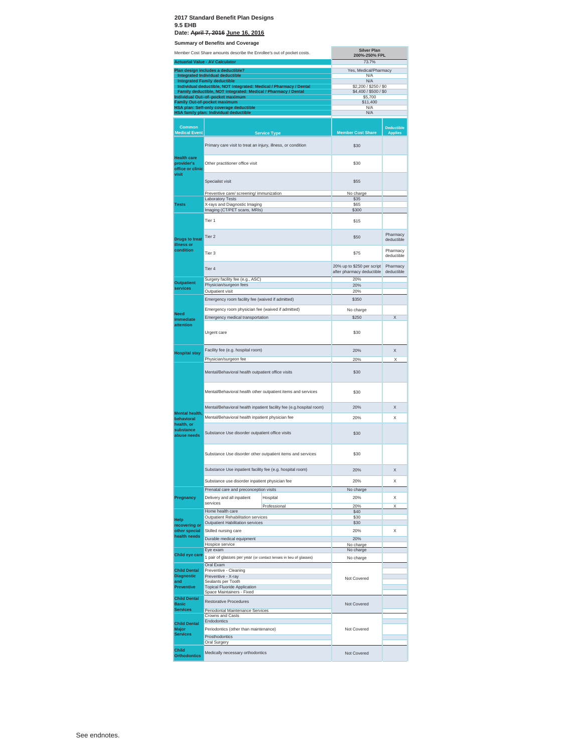**2017 Standard Benefit Plan Designs**
**9.5 EHB**
**Date: ~~April 7, 2016~~ June 16, 2016**

**Summary of Benefits and Coverage**

| Member Cost Share amounts describe the Enrollee's out of pocket costs. | Silver Plan 200%-250% FPL |
|---|---|
| **Actuarial Value - AV Calculator** | 73.7% |
| **Plan design includes a deductible?** | Yes, Medical/Pharmacy |
| **Integrated Individual deductible** | N/A |
| **Integrated Family deductible** | N/A |
| **Individual deductible, NOT integrated: Medical / Pharmacy / Dental** | $2,200 / $250 / $0 |
| **Family deductible, NOT integrated: Medical / Pharmacy / Dental** | $4,400 / $500 / $0 |
| **Individual Out–of–pocket maximum** | $5,700 |
| **Family Out-of-pocket maximum** | $11,400 |
| **HSA plan: Self-only coverage deductible** | N/A |
| **HSA family plan: Individual deductible** | N/A |

| Common Medical Event | Service Type | Member Cost Share | Deductible Applies |
|---|---|---|---|
| Health care provider's office or clinic visit | Primary care visit to treat an injury, illness, or condition | $30 | |
| | Other practitioner office visit | $30 | |
| | Specialist visit | $55 | |
| | Preventive care/ screening/ immunization | No charge | |
| Tests | Laboratory Tests | $35 | |
| | X-rays and Diagnostic Imaging | $65 | |
| | Imaging (CT/PET scans, MRIs) | $300 | |
| Drugs to treat illness or condition | Tier 1 | $15 | |
| | Tier 2 | $50 | Pharmacy deductible |
| | Tier 3 | $75 | Pharmacy deductible |
| | Tier 4 | 20% up to $250 per script after pharmacy deductible | Pharmacy deductible |
| Outpatient services | Surgery facility fee (e.g., ASC) | 20% | |
| | Physician/surgeon fees | 20% | |
| | Outpatient visit | 20% | |
| Need immediate attention | Emergency room facility fee (waived if admitted) | $350 | |
| | Emergency room physician fee (waived if admitted) | No charge | |
| | Emergency medical transportation | $250 | X |
| | Urgent care | $30 | |
| Hospital stay | Facility fee (e.g. hospital room) | 20% | X |
| | Physician/surgeon fee | 20% | X |
| Mental health, behavioral health, or substance abuse needs | Mental/Behavioral health outpatient office visits | $30 | |
| | Mental/Behavioral health other outpatient items and services | $30 | |
| | Mental/Behavioral health inpatient facility fee (e.g.hospital room) | 20% | X |
| | Mental/Behavioral health inpatient physician fee | 20% | X |
| | Substance Use disorder outpatient office visits | $30 | |
| | Substance Use disorder other outpatient items and services | $30 | |
| | Substance Use inpatient facility fee (e.g. hospital room) | 20% | X |
| | Substance use disorder inpatient physician fee | 20% | X |
| Pregnancy | Prenatal care and preconception visits | No charge | |
| | Delivery and all inpatient services – Hospital | 20% | X |
| | Delivery and all inpatient services – Professional | 20% | X |
| Help recovering or other special health needs | Home health care | $40 | |
| | Outpatient Rehabilitation services | $30 | |
| | Outpatient Habilitation services | $30 | |
| | Skilled nursing care | 20% | X |
| | Durable medical equipment | 20% | |
| | Hospice service | No charge | |
| Child eye care | Eye exam | No charge | |
| | 1 pair of glasses per year (or contact lenses in lieu of glasses) | No charge | |
| Child Dental Diagnostic and Preventive | Oral Exam | Not Covered | |
| | Preventive - Cleaning | | |
| | Preventive - X-ray | | |
| | Sealants per Tooth | | |
| | Topical Fluoride Application | | |
| | Space Maintainers - Fixed | | |
| Child Dental Basic Services | Restorative Procedures | Not Covered | |
| | Periodontal Maintenance Services | | |
| Child Dental Major Services | Crowns and Casts | Not Covered | |
| | Endodontics | | |
| | Periodontics (other than maintenance) | | |
| | Prosthodontics | | |
| | Oral Surgery | | |
| Child Orthodontics | Medically necessary orthodontics | Not Covered | |

See endnotes.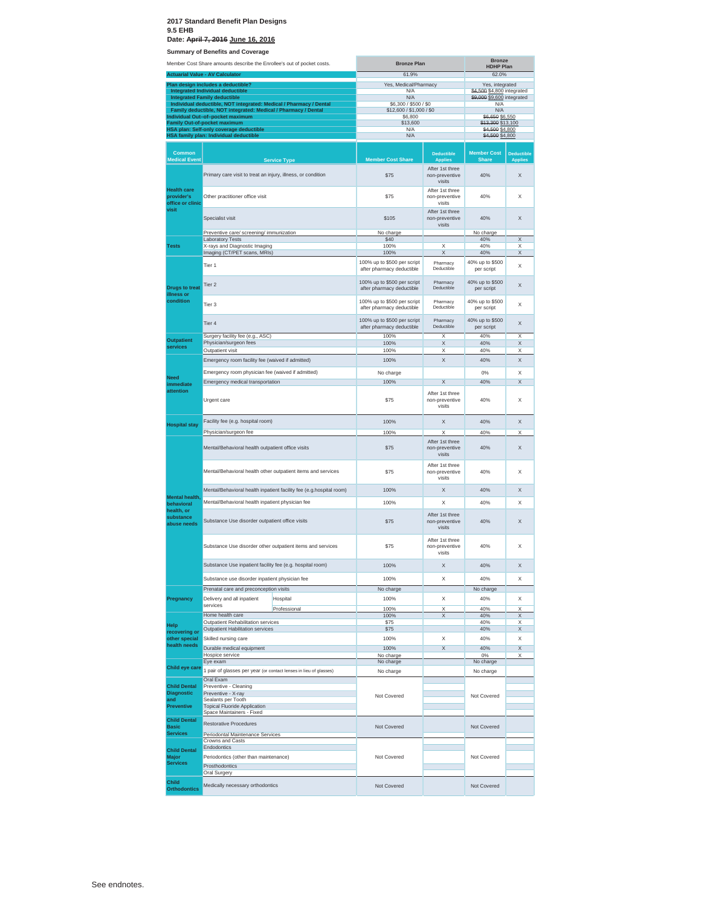**2017 Standard Benefit Plan Designs**
**9.5 EHB**
**Date: ~~April 7, 2016~~ June 16, 2016**

**Summary of Benefits and Coverage**

| Member Cost Share amounts describe the Enrollee's out of pocket costs. | Bronze Plan | Bronze HDHP Plan |
|---|---|---|
| **Actuarial Value - AV Calculator** | 61.9% | 62.0% |
| **Plan design includes a deductible?** | Yes, Medical/Pharmacy | Yes, integrated |
| **Integrated Individual deductible** | N/A | ~~$4,500~~ $4,800 integrated |
| **Integrated Family deductible** | N/A | ~~$9,000~~ $9,600 integrated |
| **Individual deductible, NOT integrated: Medical / Pharmacy / Dental** | $6,300 / $500 / $0 | N/A |
| **Family deductible, NOT integrated: Medical / Pharmacy / Dental** | $12,600 / $1,000 / $0 | N/A |
| **Individual Out-of-pocket maximum** | $6,800 | ~~$6,650~~ $6,550 |
| **Family Out-of-pocket maximum** | $13,600 | ~~$13,300~~ $13,100 |
| **HSA plan: Self-only coverage deductible** | N/A | ~~$4,500~~ $4,800 |
| **HSA family plan: Individual deductible** | N/A | ~~$4,500~~ $4,800 |

| Common Medical Event | Service Type | Bronze Plan Member Cost Share | Bronze Plan Deductible Applies | Bronze HDHP Member Cost Share | Bronze HDHP Deductible Applies |
|---|---|---|---|---|---|
| Health care provider's office or clinic visit | Primary care visit to treat an injury, illness, or condition | $75 | After 1st three non-preventive visits | 40% | X |
| | Other practitioner office visit | $75 | After 1st three non-preventive visits | 40% | X |
| | Specialist visit | $105 | After 1st three non-preventive visits | 40% | X |
| | Preventive care/ screening/ immunization | No charge | | No charge | |
| Tests | Laboratory Tests | $40 | | 40% | X |
| | X-rays and Diagnostic Imaging | 100% | X | 40% | X |
| | Imaging (CT/PET scans, MRIs) | 100% | X | 40% | X |
| Drugs to treat illness or condition | Tier 1 | 100% up to $500 per script after pharmacy deductible | Pharmacy Deductible | 40% up to $500 per script | X |
| | Tier 2 | 100% up to $500 per script after pharmacy deductible | Pharmacy Deductible | 40% up to $500 per script | X |
| | Tier 3 | 100% up to $500 per script after pharmacy deductible | Pharmacy Deductible | 40% up to $500 per script | X |
| | Tier 4 | 100% up to $500 per script after pharmacy deductible | Pharmacy Deductible | 40% up to $500 per script | X |
| Outpatient services | Surgery facility fee (e.g., ASC) | 100% | X | 40% | X |
| | Physician/surgeon fees | 100% | X | 40% | X |
| | Outpatient visit | 100% | X | 40% | X |
| Need immediate attention | Emergency room facility fee (waived if admitted) | 100% | X | 40% | X |
| | Emergency room physician fee (waived if admitted) | No charge | | 0% | X |
| | Emergency medical transportation | 100% | X | 40% | X |
| | Urgent care | $75 | After 1st three non-preventive visits | 40% | X |
| Hospital stay | Facility fee (e.g. hospital room) | 100% | X | 40% | X |
| | Physician/surgeon fee | 100% | X | 40% | X |
| Mental health, behavioral health, or substance abuse needs | Mental/Behavioral health outpatient office visits | $75 | After 1st three non-preventive visits | 40% | X |
| | Mental/Behavioral health other outpatient items and services | $75 | After 1st three non-preventive visits | 40% | X |
| | Mental/Behavioral health inpatient facility fee (e.g.hospital room) | 100% | X | 40% | X |
| | Mental/Behavioral health inpatient physician fee | 100% | X | 40% | X |
| | Substance Use disorder outpatient office visits | $75 | After 1st three non-preventive visits | 40% | X |
| | Substance Use disorder other outpatient items and services | $75 | After 1st three non-preventive visits | 40% | X |
| | Substance Use inpatient facility fee (e.g. hospital room) | 100% | X | 40% | X |
| | Substance use disorder inpatient physician fee | 100% | X | 40% | X |
| Pregnancy | Prenatal care and preconception visits | No charge | | No charge | |
| | Delivery and all inpatient services – Hospital | 100% | X | 40% | X |
| | Delivery and all inpatient services – Professional | 100% | X | 40% | X |
| Help recovering or other special health needs | Home health care | 100% | X | 40% | X |
| | Outpatient Rehabilitation services | $75 | | 40% | X |
| | Outpatient Habilitation services | $75 | | 40% | X |
| | Skilled nursing care | 100% | X | 40% | X |
| | Durable medical equipment | 100% | X | 40% | X |
| | Hospice service | No charge | | 0% | X |
| Child eye care | Eye exam | No charge | | No charge | |
| | 1 pair of glasses per year (or contact lenses in lieu of glasses) | No charge | | No charge | |
| Child Dental Diagnostic and Preventive | Oral Exam | Not Covered | | Not Covered | |
| | Preventive - Cleaning | | | | |
| | Preventive - X-ray | | | | |
| | Sealants per Tooth | | | | |
| | Topical Fluoride Application | | | | |
| | Space Maintainers - Fixed | | | | |
| Child Dental Basic Services | Restorative Procedures | Not Covered | | Not Covered | |
| | Periodontal Maintenance Services | | | | |
| Child Dental Major Services | Crowns and Casts | Not Covered | | Not Covered | |
| | Endodontics | | | | |
| | Periodontics (other than maintenance) | | | | |
| | Prosthodontics | | | | |
| | Oral Surgery | | | | |
| Child Orthodontics | Medically necessary orthodontics | Not Covered | | Not Covered | |

See endnotes.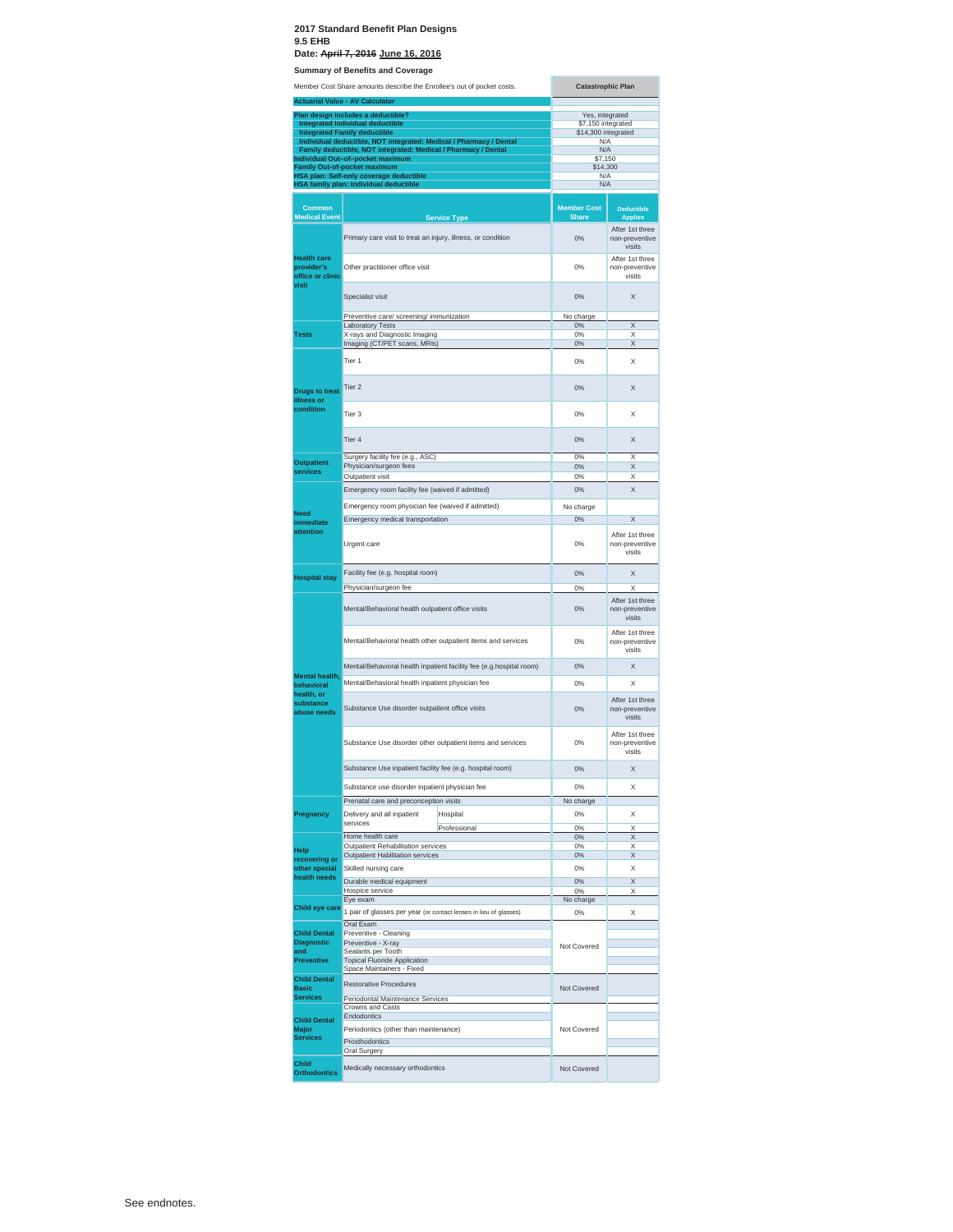**2017 Standard Benefit Plan Designs**
**9.5 EHB**
**Date: ~~April 7, 2016~~ June 16, 2016**

**Summary of Benefits and Coverage**

| Member Cost Share amounts describe the Enrollee's out of pocket costs. | Catastrophic Plan |
|---|---|
| **Actuarial Value - AV Calculator** | |
| **Plan design includes a deductible?** | Yes, integrated |
| **Integrated Individual deductible** | $7,150 integrated |
| **Integrated Family deductible** | $14,300 integrated |
| **Individual deductible, NOT integrated: Medical / Pharmacy / Dental** | N/A |
| **Family deductible, NOT integrated: Medical / Pharmacy / Dental** | N/A |
| **Individual Out–of–pocket maximum** | $7,150 |
| **Family Out-of-pocket maximum** | $14,300 |
| **HSA plan: Self-only coverage deductible** | N/A |
| **HSA family plan: Individual deductible** | N/A |

| Common Medical Event | Service Type | | Member Cost Share | Deductible Applies |
|---|---|---|---|---|
| Health care provider's office or clinic visit | Primary care visit to treat an injury, illness, or condition | | 0% | After 1st three non-preventive visits |
| | Other practitioner office visit | | 0% | After 1st three non-preventive visits |
| | Specialist visit | | 0% | X |
| | Preventive care/ screening/ immunization | | No charge | |
| Tests | Laboratory Tests | | 0% | X |
| | X-rays and Diagnostic Imaging | | 0% | X |
| | Imaging (CT/PET scans, MRIs) | | 0% | X |
| Drugs to treat illness or condition | Tier 1 | | 0% | X |
| | Tier 2 | | 0% | X |
| | Tier 3 | | 0% | X |
| | Tier 4 | | 0% | X |
| Outpatient services | Surgery facility fee (e.g., ASC) | | 0% | X |
| | Physician/surgeon fees | | 0% | X |
| | Outpatient visit | | 0% | X |
| Need immediate attention | Emergency room facility fee (waived if admitted) | | 0% | X |
| | Emergency room physician fee (waived if admitted) | | No charge | |
| | Emergency medical transportation | | 0% | X |
| | Urgent care | | 0% | After 1st three non-preventive visits |
| Hospital stay | Facility fee (e.g. hospital room) | | 0% | X |
| | Physician/surgeon fee | | 0% | X |
| Mental health, behavioral health, or substance abuse needs | Mental/Behavioral health outpatient office visits | | 0% | After 1st three non-preventive visits |
| | Mental/Behavioral health other outpatient items and services | | 0% | After 1st three non-preventive visits |
| | Mental/Behavioral health inpatient facility fee (e.g.hospital room) | | 0% | X |
| | Mental/Behavioral health inpatient physician fee | | 0% | X |
| | Substance Use disorder outpatient office visits | | 0% | After 1st three non-preventive visits |
| | Substance Use disorder other outpatient items and services | | 0% | After 1st three non-preventive visits |
| | Substance Use inpatient facility fee (e.g. hospital room) | | 0% | X |
| | Substance use disorder inpatient physician fee | | 0% | X |
| Pregnancy | Prenatal care and preconception visits | | No charge | |
| | Delivery and all inpatient services | Hospital | 0% | X |
| | | Professional | 0% | X |
| Help recovering or other special health needs | Home health care | | 0% | X |
| | Outpatient Rehabilitation services | | 0% | X |
| | Outpatient Habilitation services | | 0% | X |
| | Skilled nursing care | | 0% | X |
| | Durable medical equipment | | 0% | X |
| | Hospice service | | 0% | X |
| Child eye care | Eye exam | | No charge | |
| | 1 pair of glasses per year (or contact lenses in lieu of glasses) | | 0% | X |
| Child Dental Diagnostic and Preventive | Oral Exam | | Not Covered | |
| | Preventive - Cleaning | | | |
| | Preventive - X-ray | | | |
| | Sealants per Tooth | | | |
| | Topical Fluoride Application | | | |
| | Space Maintainers - Fixed | | | |
| Child Dental Basic Services | Restorative Procedures | | Not Covered | |
| | Periodontal Maintenance Services | | | |
| Child Dental Major Services | Crowns and Casts | | Not Covered | |
| | Endodontics | | | |
| | Periodontics (other than maintenance) | | | |
| | Prosthodontics | | | |
| | Oral Surgery | | | |
| Child Orthodontics | Medically necessary orthodontics | | Not Covered | |

See endnotes.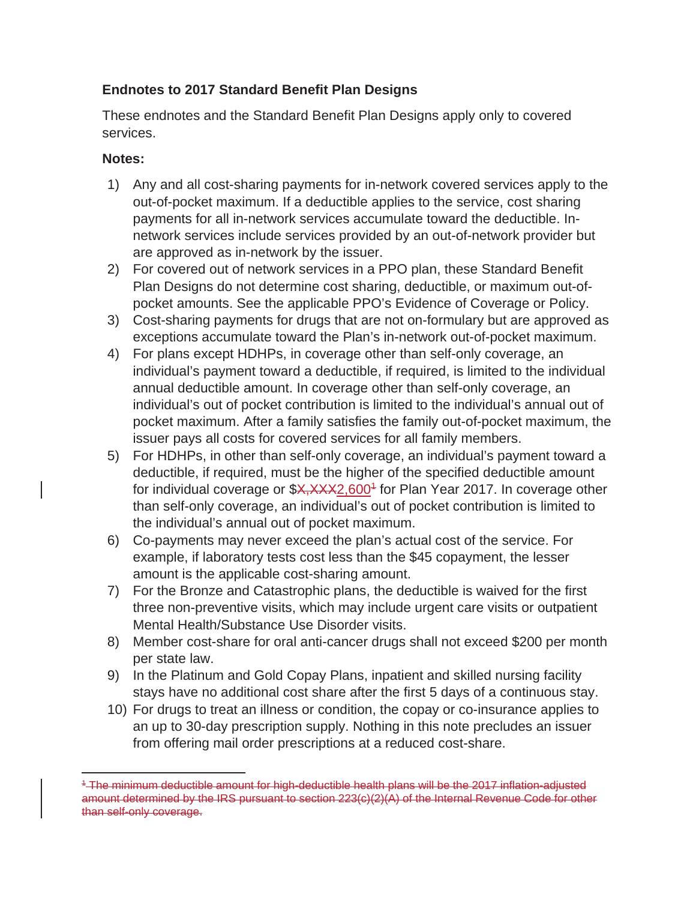**Endnotes to 2017 Standard Benefit Plan Designs**

These endnotes and the Standard Benefit Plan Designs apply only to covered services.

**Notes:**

1) Any and all cost-sharing payments for in-network covered services apply to the out-of-pocket maximum. If a deductible applies to the service, cost sharing payments for all in-network services accumulate toward the deductible. In-network services include services provided by an out-of-network provider but are approved as in-network by the issuer.
2) For covered out of network services in a PPO plan, these Standard Benefit Plan Designs do not determine cost sharing, deductible, or maximum out-of-pocket amounts. See the applicable PPO's Evidence of Coverage or Policy.
3) Cost-sharing payments for drugs that are not on-formulary but are approved as exceptions accumulate toward the Plan's in-network out-of-pocket maximum.
4) For plans except HDHPs, in coverage other than self-only coverage, an individual's payment toward a deductible, if required, is limited to the individual annual deductible amount. In coverage other than self-only coverage, an individual's out of pocket contribution is limited to the individual's annual out of pocket maximum. After a family satisfies the family out-of-pocket maximum, the issuer pays all costs for covered services for all family members.
5) For HDHPs, in other than self-only coverage, an individual's payment toward a deductible, if required, must be the higher of the specified deductible amount for individual coverage or $~~X,XXX~~2,600~~[1]~~ for Plan Year 2017. In coverage other than self-only coverage, an individual's out of pocket contribution is limited to the individual's annual out of pocket maximum.
6) Co-payments may never exceed the plan's actual cost of the service. For example, if laboratory tests cost less than the $45 copayment, the lesser amount is the applicable cost-sharing amount.
7) For the Bronze and Catastrophic plans, the deductible is waived for the first three non-preventive visits, which may include urgent care visits or outpatient Mental Health/Substance Use Disorder visits.
8) Member cost-share for oral anti-cancer drugs shall not exceed $200 per month per state law.
9) In the Platinum and Gold Copay Plans, inpatient and skilled nursing facility stays have no additional cost share after the first 5 days of a continuous stay.
10) For drugs to treat an illness or condition, the copay or co-insurance applies to an up to 30-day prescription supply. Nothing in this note precludes an issuer from offering mail order prescriptions at a reduced cost-share.

---

~~[1] The minimum deductible amount for high-deductible health plans will be the 2017 inflation-adjusted amount determined by the IRS pursuant to section 223(c)(2)(A) of the Internal Revenue Code for other than self-only coverage.~~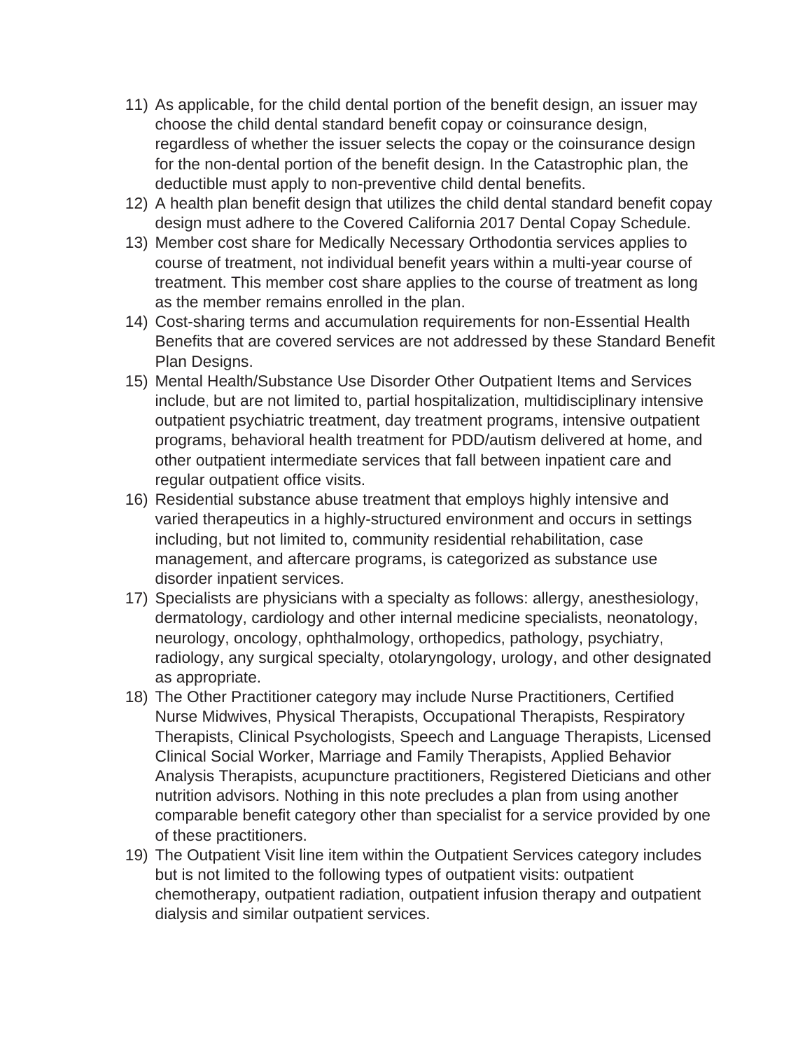11) As applicable, for the child dental portion of the benefit design, an issuer may choose the child dental standard benefit copay or coinsurance design, regardless of whether the issuer selects the copay or the coinsurance design for the non-dental portion of the benefit design. In the Catastrophic plan, the deductible must apply to non-preventive child dental benefits.
12) A health plan benefit design that utilizes the child dental standard benefit copay design must adhere to the Covered California 2017 Dental Copay Schedule.
13) Member cost share for Medically Necessary Orthodontia services applies to course of treatment, not individual benefit years within a multi-year course of treatment. This member cost share applies to the course of treatment as long as the member remains enrolled in the plan.
14) Cost-sharing terms and accumulation requirements for non-Essential Health Benefits that are covered services are not addressed by these Standard Benefit Plan Designs.
15) Mental Health/Substance Use Disorder Other Outpatient Items and Services include, but are not limited to, partial hospitalization, multidisciplinary intensive outpatient psychiatric treatment, day treatment programs, intensive outpatient programs, behavioral health treatment for PDD/autism delivered at home, and other outpatient intermediate services that fall between inpatient care and regular outpatient office visits.
16) Residential substance abuse treatment that employs highly intensive and varied therapeutics in a highly-structured environment and occurs in settings including, but not limited to, community residential rehabilitation, case management, and aftercare programs, is categorized as substance use disorder inpatient services.
17) Specialists are physicians with a specialty as follows: allergy, anesthesiology, dermatology, cardiology and other internal medicine specialists, neonatology, neurology, oncology, ophthalmology, orthopedics, pathology, psychiatry, radiology, any surgical specialty, otolaryngology, urology, and other designated as appropriate.
18) The Other Practitioner category may include Nurse Practitioners, Certified Nurse Midwives, Physical Therapists, Occupational Therapists, Respiratory Therapists, Clinical Psychologists, Speech and Language Therapists, Licensed Clinical Social Worker, Marriage and Family Therapists, Applied Behavior Analysis Therapists, acupuncture practitioners, Registered Dieticians and other nutrition advisors. Nothing in this note precludes a plan from using another comparable benefit category other than specialist for a service provided by one of these practitioners.
19) The Outpatient Visit line item within the Outpatient Services category includes but is not limited to the following types of outpatient visits: outpatient chemotherapy, outpatient radiation, outpatient infusion therapy and outpatient dialysis and similar outpatient services.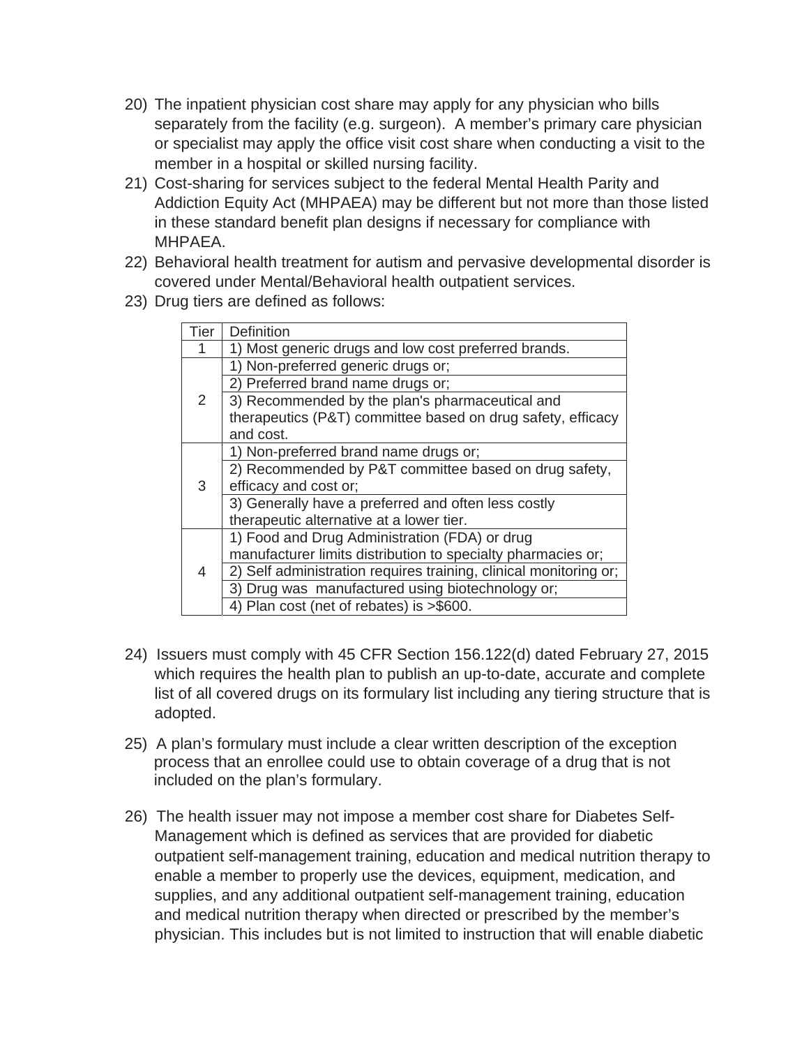20) The inpatient physician cost share may apply for any physician who bills separately from the facility (e.g. surgeon). A member's primary care physician or specialist may apply the office visit cost share when conducting a visit to the member in a hospital or skilled nursing facility.
21) Cost-sharing for services subject to the federal Mental Health Parity and Addiction Equity Act (MHPAEA) may be different but not more than those listed in these standard benefit plan designs if necessary for compliance with MHPAEA.
22) Behavioral health treatment for autism and pervasive developmental disorder is covered under Mental/Behavioral health outpatient services.
23) Drug tiers are defined as follows:

| Tier | Definition |
|---|---|
| 1 | 1) Most generic drugs and low cost preferred brands. |
| 2 | 1) Non-preferred generic drugs or; |
| | 2) Preferred brand name drugs or; |
| | 3) Recommended by the plan's pharmaceutical and therapeutics (P&T) committee based on drug safety, efficacy and cost. |
| 3 | 1) Non-preferred brand name drugs or; |
| | 2) Recommended by P&T committee based on drug safety, efficacy and cost or; |
| | 3) Generally have a preferred and often less costly therapeutic alternative at a lower tier. |
| 4 | 1) Food and Drug Administration (FDA) or drug manufacturer limits distribution to specialty pharmacies or; |
| | 2) Self administration requires training, clinical monitoring or; |
| | 3) Drug was manufactured using biotechnology or; |
| | 4) Plan cost (net of rebates) is >$600. |

24) Issuers must comply with 45 CFR Section 156.122(d) dated February 27, 2015 which requires the health plan to publish an up-to-date, accurate and complete list of all covered drugs on its formulary list including any tiering structure that is adopted.

25) A plan's formulary must include a clear written description of the exception process that an enrollee could use to obtain coverage of a drug that is not included on the plan's formulary.

26) The health issuer may not impose a member cost share for Diabetes Self-Management which is defined as services that are provided for diabetic outpatient self-management training, education and medical nutrition therapy to enable a member to properly use the devices, equipment, medication, and supplies, and any additional outpatient self-management training, education and medical nutrition therapy when directed or prescribed by the member's physician. This includes but is not limited to instruction that will enable diabetic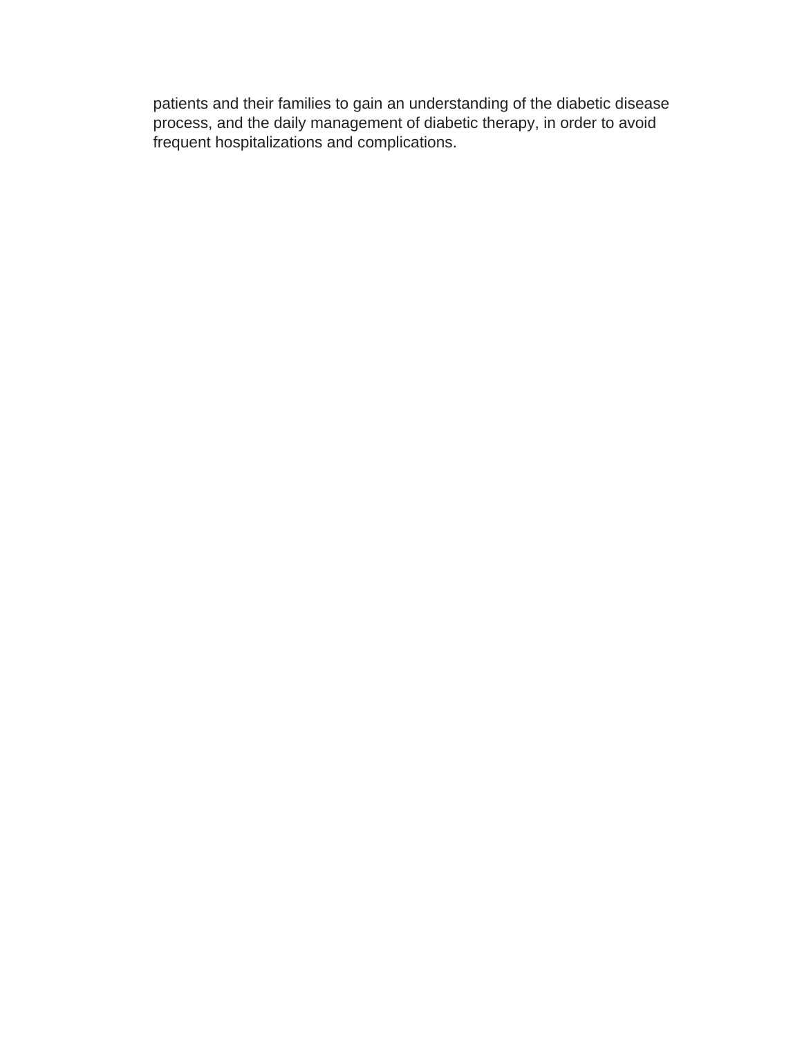patients and their families to gain an understanding of the diabetic disease process, and the daily management of diabetic therapy, in order to avoid frequent hospitalizations and complications.